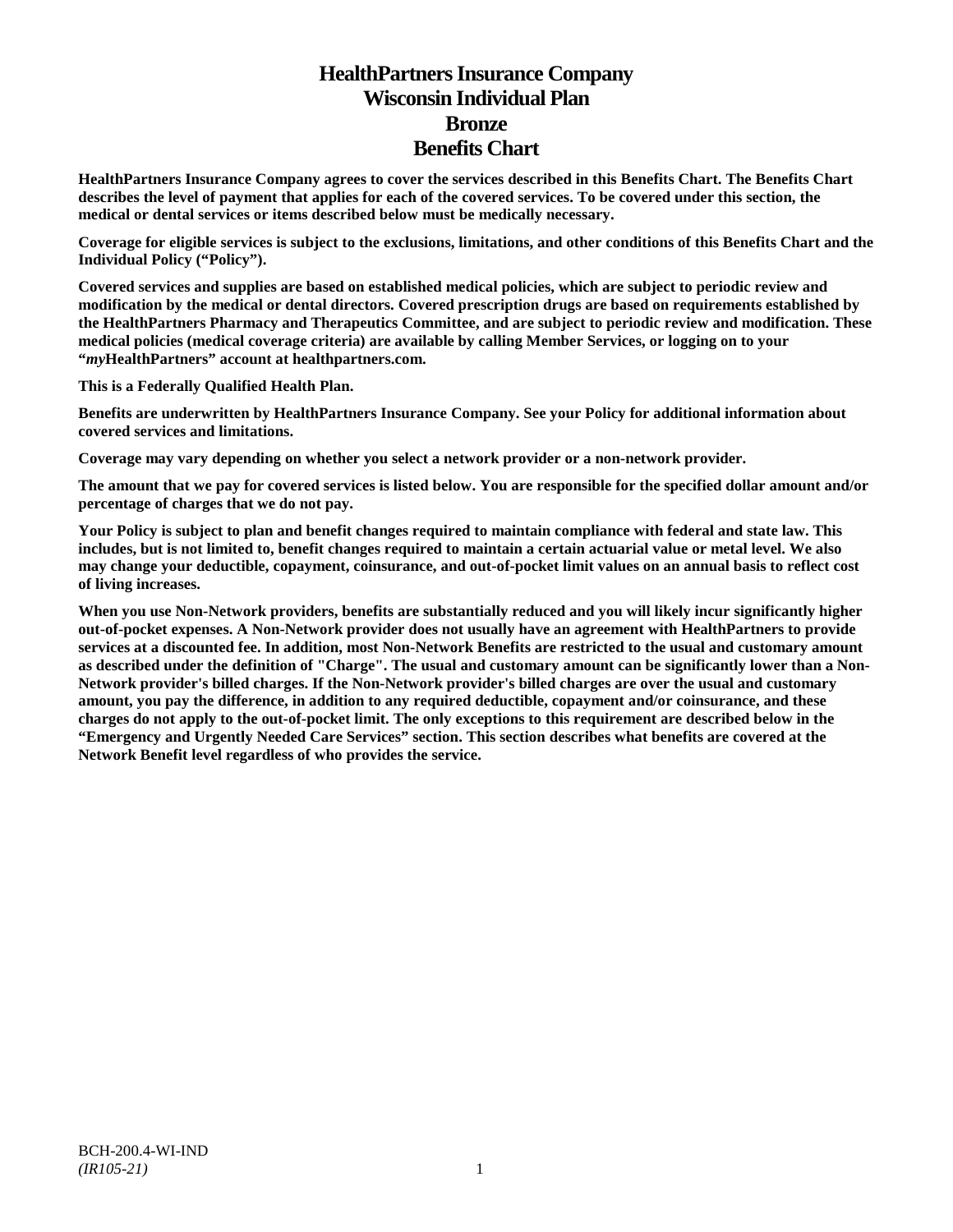# HealthPartners Insurance Company
# Wisconsin Individual Plan
# Bronze
# Benefits Chart

**HealthPartners Insurance Company agrees to cover the services described in this Benefits Chart. The Benefits Chart describes the level of payment that applies for each of the covered services. To be covered under this section, the medical or dental services or items described below must be medically necessary.**

**Coverage for eligible services is subject to the exclusions, limitations, and other conditions of this Benefits Chart and the Individual Policy ("Policy").**

**Covered services and supplies are based on established medical policies, which are subject to periodic review and modification by the medical or dental directors. Covered prescription drugs are based on requirements established by the HealthPartners Pharmacy and Therapeutics Committee, and are subject to periodic review and modification. These medical policies (medical coverage criteria) are available by calling Member Services, or logging on to your "*my*HealthPartners" account at healthpartners.com.**

**This is a Federally Qualified Health Plan.**

**Benefits are underwritten by HealthPartners Insurance Company. See your Policy for additional information about covered services and limitations.**

**Coverage may vary depending on whether you select a network provider or a non-network provider.**

**The amount that we pay for covered services is listed below. You are responsible for the specified dollar amount and/or percentage of charges that we do not pay.**

**Your Policy is subject to plan and benefit changes required to maintain compliance with federal and state law. This includes, but is not limited to, benefit changes required to maintain a certain actuarial value or metal level. We also may change your deductible, copayment, coinsurance, and out-of-pocket limit values on an annual basis to reflect cost of living increases.**

**When you use Non-Network providers, benefits are substantially reduced and you will likely incur significantly higher out-of-pocket expenses. A Non-Network provider does not usually have an agreement with HealthPartners to provide services at a discounted fee. In addition, most Non-Network Benefits are restricted to the usual and customary amount as described under the definition of "Charge". The usual and customary amount can be significantly lower than a Non-Network provider's billed charges. If the Non-Network provider's billed charges are over the usual and customary amount, you pay the difference, in addition to any required deductible, copayment and/or coinsurance, and these charges do not apply to the out-of-pocket limit. The only exceptions to this requirement are described below in the "Emergency and Urgently Needed Care Services" section. This section describes what benefits are covered at the Network Benefit level regardless of who provides the service.**

BCH-200.4-WI-IND
*(IR105-21)*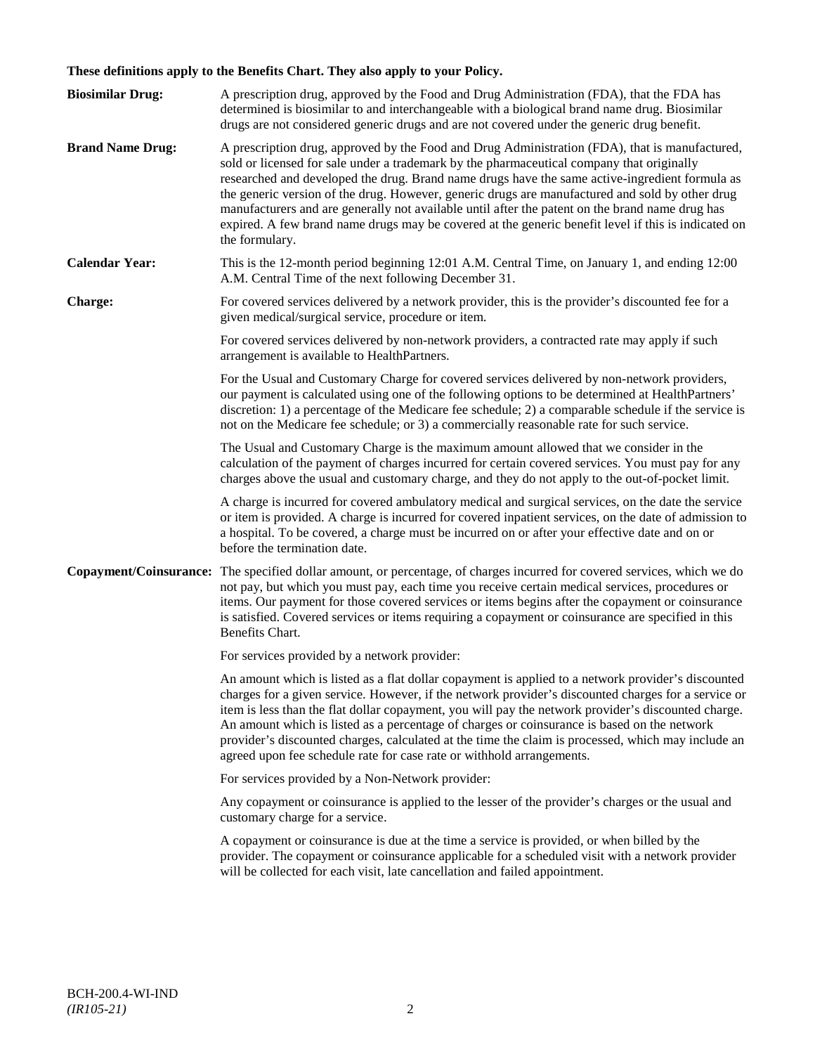**These definitions apply to the Benefits Chart. They also apply to your Policy.**

**Biosimilar Drug:** A prescription drug, approved by the Food and Drug Administration (FDA), that the FDA has determined is biosimilar to and interchangeable with a biological brand name drug. Biosimilar drugs are not considered generic drugs and are not covered under the generic drug benefit.

**Brand Name Drug:** A prescription drug, approved by the Food and Drug Administration (FDA), that is manufactured, sold or licensed for sale under a trademark by the pharmaceutical company that originally researched and developed the drug. Brand name drugs have the same active-ingredient formula as the generic version of the drug. However, generic drugs are manufactured and sold by other drug manufacturers and are generally not available until after the patent on the brand name drug has expired. A few brand name drugs may be covered at the generic benefit level if this is indicated on the formulary.

**Calendar Year:** This is the 12-month period beginning 12:01 A.M. Central Time, on January 1, and ending 12:00 A.M. Central Time of the next following December 31.

**Charge:** For covered services delivered by a network provider, this is the provider's discounted fee for a given medical/surgical service, procedure or item.

For covered services delivered by non-network providers, a contracted rate may apply if such arrangement is available to HealthPartners.

For the Usual and Customary Charge for covered services delivered by non-network providers, our payment is calculated using one of the following options to be determined at HealthPartners' discretion: 1) a percentage of the Medicare fee schedule; 2) a comparable schedule if the service is not on the Medicare fee schedule; or 3) a commercially reasonable rate for such service.

The Usual and Customary Charge is the maximum amount allowed that we consider in the calculation of the payment of charges incurred for certain covered services. You must pay for any charges above the usual and customary charge, and they do not apply to the out-of-pocket limit.

A charge is incurred for covered ambulatory medical and surgical services, on the date the service or item is provided. A charge is incurred for covered inpatient services, on the date of admission to a hospital. To be covered, a charge must be incurred on or after your effective date and on or before the termination date.

**Copayment/Coinsurance:** The specified dollar amount, or percentage, of charges incurred for covered services, which we do not pay, but which you must pay, each time you receive certain medical services, procedures or items. Our payment for those covered services or items begins after the copayment or coinsurance is satisfied. Covered services or items requiring a copayment or coinsurance are specified in this Benefits Chart.

For services provided by a network provider:

An amount which is listed as a flat dollar copayment is applied to a network provider's discounted charges for a given service. However, if the network provider's discounted charges for a service or item is less than the flat dollar copayment, you will pay the network provider's discounted charge. An amount which is listed as a percentage of charges or coinsurance is based on the network provider's discounted charges, calculated at the time the claim is processed, which may include an agreed upon fee schedule rate for case rate or withhold arrangements.

For services provided by a Non-Network provider:

Any copayment or coinsurance is applied to the lesser of the provider's charges or the usual and customary charge for a service.

A copayment or coinsurance is due at the time a service is provided, or when billed by the provider. The copayment or coinsurance applicable for a scheduled visit with a network provider will be collected for each visit, late cancellation and failed appointment.

BCH-200.4-WI-IND
*(IR105-21)*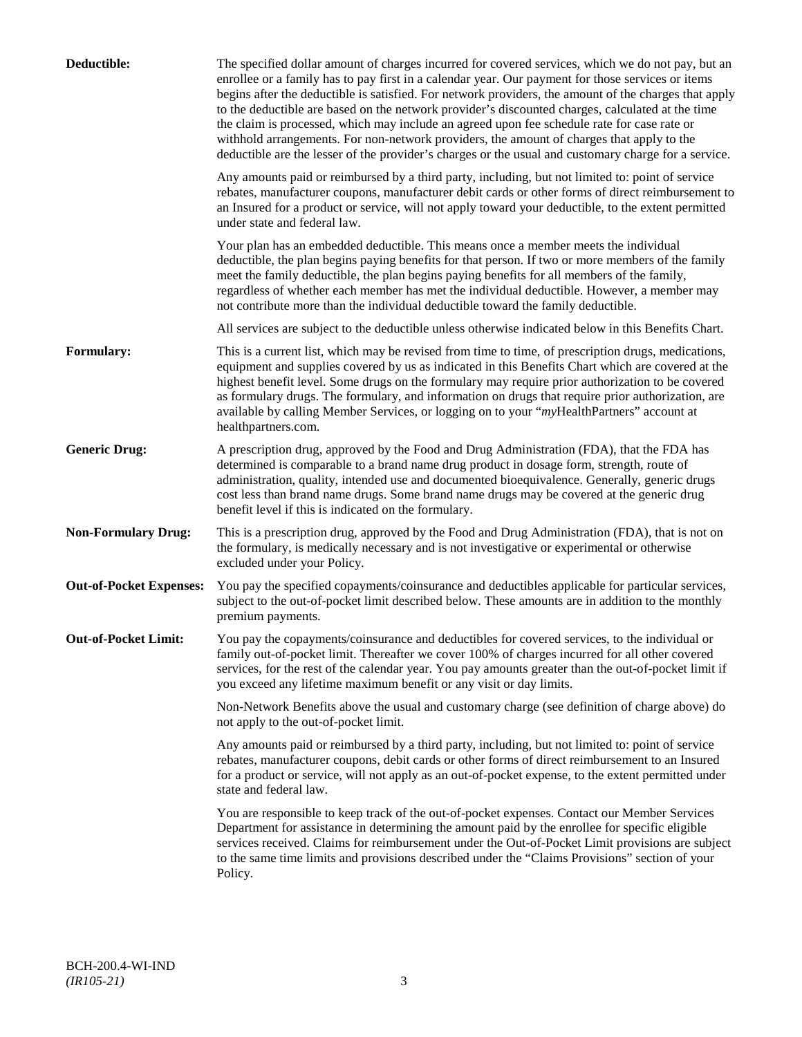**Deductible:** The specified dollar amount of charges incurred for covered services, which we do not pay, but an enrollee or a family has to pay first in a calendar year. Our payment for those services or items begins after the deductible is satisfied. For network providers, the amount of the charges that apply to the deductible are based on the network provider's discounted charges, calculated at the time the claim is processed, which may include an agreed upon fee schedule rate for case rate or withhold arrangements. For non-network providers, the amount of charges that apply to the deductible are the lesser of the provider's charges or the usual and customary charge for a service.

Any amounts paid or reimbursed by a third party, including, but not limited to: point of service rebates, manufacturer coupons, manufacturer debit cards or other forms of direct reimbursement to an Insured for a product or service, will not apply toward your deductible, to the extent permitted under state and federal law.

Your plan has an embedded deductible. This means once a member meets the individual deductible, the plan begins paying benefits for that person. If two or more members of the family meet the family deductible, the plan begins paying benefits for all members of the family, regardless of whether each member has met the individual deductible. However, a member may not contribute more than the individual deductible toward the family deductible.

All services are subject to the deductible unless otherwise indicated below in this Benefits Chart.

**Formulary:** This is a current list, which may be revised from time to time, of prescription drugs, medications, equipment and supplies covered by us as indicated in this Benefits Chart which are covered at the highest benefit level. Some drugs on the formulary may require prior authorization to be covered as formulary drugs. The formulary, and information on drugs that require prior authorization, are available by calling Member Services, or logging on to your "*my*HealthPartners" account at healthpartners.com.

**Generic Drug:** A prescription drug, approved by the Food and Drug Administration (FDA), that the FDA has determined is comparable to a brand name drug product in dosage form, strength, route of administration, quality, intended use and documented bioequivalence. Generally, generic drugs cost less than brand name drugs. Some brand name drugs may be covered at the generic drug benefit level if this is indicated on the formulary.

**Non-Formulary Drug:** This is a prescription drug, approved by the Food and Drug Administration (FDA), that is not on the formulary, is medically necessary and is not investigative or experimental or otherwise excluded under your Policy.

**Out-of-Pocket Expenses:** You pay the specified copayments/coinsurance and deductibles applicable for particular services, subject to the out-of-pocket limit described below. These amounts are in addition to the monthly premium payments.

**Out-of-Pocket Limit:** You pay the copayments/coinsurance and deductibles for covered services, to the individual or family out-of-pocket limit. Thereafter we cover 100% of charges incurred for all other covered services, for the rest of the calendar year. You pay amounts greater than the out-of-pocket limit if you exceed any lifetime maximum benefit or any visit or day limits.

Non-Network Benefits above the usual and customary charge (see definition of charge above) do not apply to the out-of-pocket limit.

Any amounts paid or reimbursed by a third party, including, but not limited to: point of service rebates, manufacturer coupons, debit cards or other forms of direct reimbursement to an Insured for a product or service, will not apply as an out-of-pocket expense, to the extent permitted under state and federal law.

You are responsible to keep track of the out-of-pocket expenses. Contact our Member Services Department for assistance in determining the amount paid by the enrollee for specific eligible services received. Claims for reimbursement under the Out-of-Pocket Limit provisions are subject to the same time limits and provisions described under the "Claims Provisions" section of your Policy.

BCH-200.4-WI-IND
*(IR105-21)*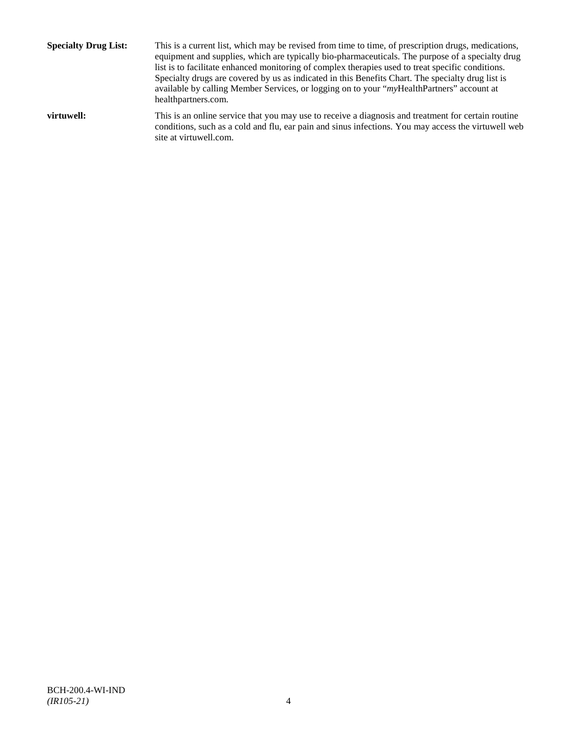**Specialty Drug List:** This is a current list, which may be revised from time to time, of prescription drugs, medications, equipment and supplies, which are typically bio-pharmaceuticals. The purpose of a specialty drug list is to facilitate enhanced monitoring of complex therapies used to treat specific conditions. Specialty drugs are covered by us as indicated in this Benefits Chart. The specialty drug list is available by calling Member Services, or logging on to your "*my*HealthPartners" account at healthpartners.com.

**virtuwell:** This is an online service that you may use to receive a diagnosis and treatment for certain routine conditions, such as a cold and flu, ear pain and sinus infections. You may access the virtuwell web site at virtuwell.com.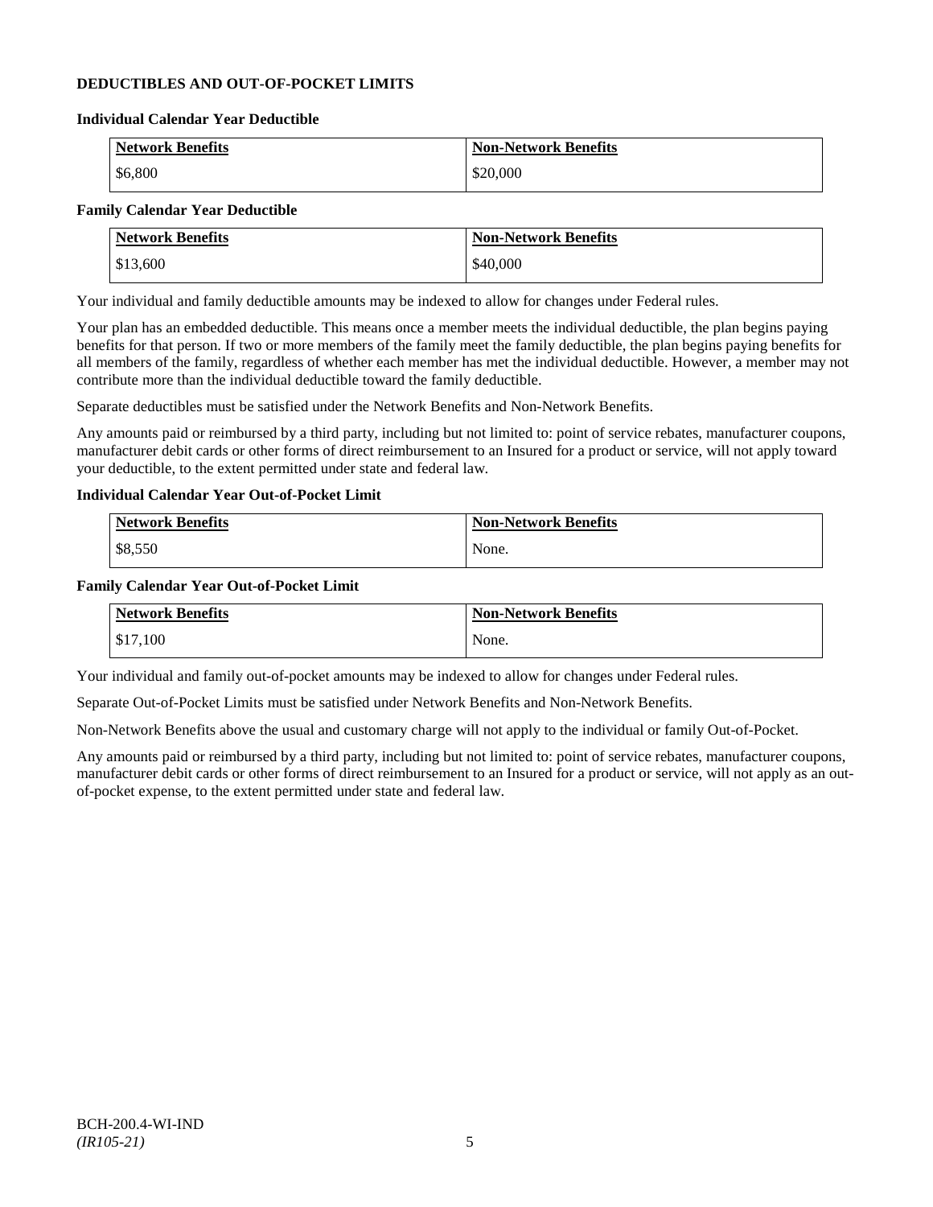## DEDUCTIBLES AND OUT-OF-POCKET LIMITS

### Individual Calendar Year Deductible

| Network Benefits | Non-Network Benefits |
|---|---|
| $6,800 | $20,000 |

### Family Calendar Year Deductible

| Network Benefits | Non-Network Benefits |
|---|---|
| $13,600 | $40,000 |

Your individual and family deductible amounts may be indexed to allow for changes under Federal rules.

Your plan has an embedded deductible. This means once a member meets the individual deductible, the plan begins paying benefits for that person. If two or more members of the family meet the family deductible, the plan begins paying benefits for all members of the family, regardless of whether each member has met the individual deductible. However, a member may not contribute more than the individual deductible toward the family deductible.

Separate deductibles must be satisfied under the Network Benefits and Non-Network Benefits.

Any amounts paid or reimbursed by a third party, including but not limited to: point of service rebates, manufacturer coupons, manufacturer debit cards or other forms of direct reimbursement to an Insured for a product or service, will not apply toward your deductible, to the extent permitted under state and federal law.

### Individual Calendar Year Out-of-Pocket Limit

| Network Benefits | Non-Network Benefits |
|---|---|
| $8,550 | None. |

### Family Calendar Year Out-of-Pocket Limit

| Network Benefits | Non-Network Benefits |
|---|---|
| $17,100 | None. |

Your individual and family out-of-pocket amounts may be indexed to allow for changes under Federal rules.

Separate Out-of-Pocket Limits must be satisfied under Network Benefits and Non-Network Benefits.

Non-Network Benefits above the usual and customary charge will not apply to the individual or family Out-of-Pocket.

Any amounts paid or reimbursed by a third party, including but not limited to: point of service rebates, manufacturer coupons, manufacturer debit cards or other forms of direct reimbursement to an Insured for a product or service, will not apply as an out-of-pocket expense, to the extent permitted under state and federal law.

BCH-200.4-WI-IND
*(IR105-21)*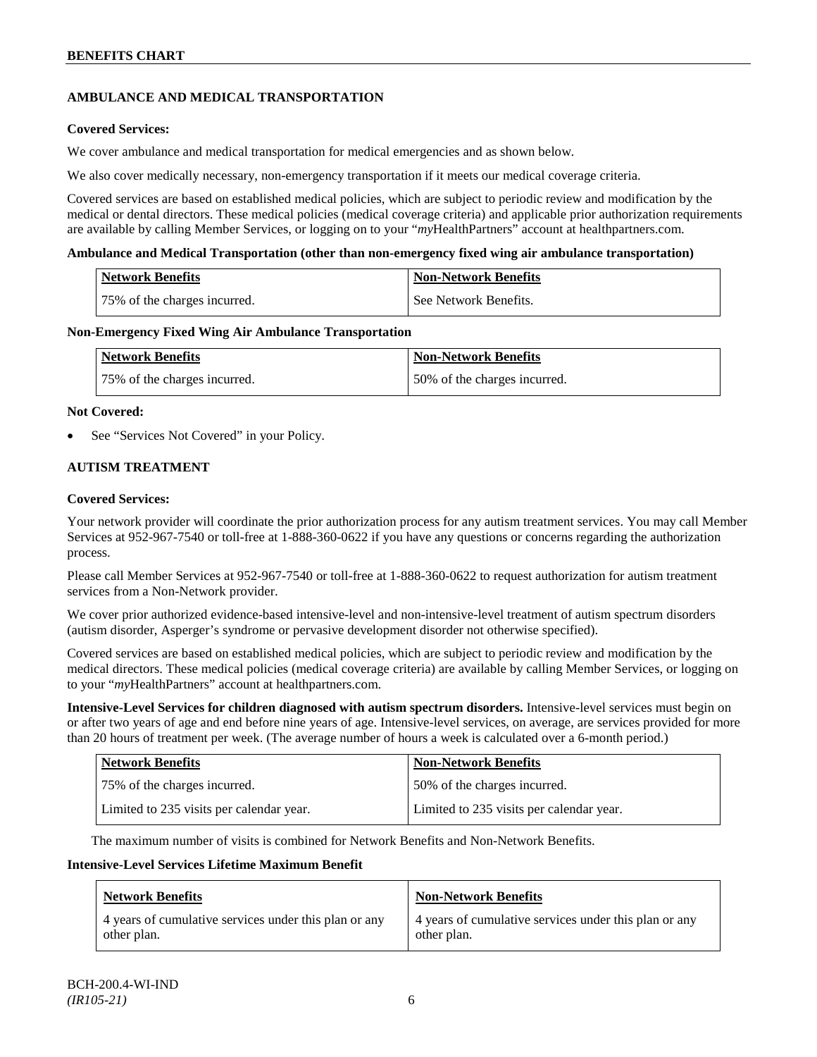## AMBULANCE AND MEDICAL TRANSPORTATION

**Covered Services:**

We cover ambulance and medical transportation for medical emergencies and as shown below.

We also cover medically necessary, non-emergency transportation if it meets our medical coverage criteria.

Covered services are based on established medical policies, which are subject to periodic review and modification by the medical or dental directors. These medical policies (medical coverage criteria) and applicable prior authorization requirements are available by calling Member Services, or logging on to your "*my*HealthPartners" account at healthpartners.com.

**Ambulance and Medical Transportation (other than non-emergency fixed wing air ambulance transportation)**

| Network Benefits | Non-Network Benefits |
|---|---|
| 75% of the charges incurred. | See Network Benefits. |

**Non-Emergency Fixed Wing Air Ambulance Transportation**

| Network Benefits | Non-Network Benefits |
|---|---|
| 75% of the charges incurred. | 50% of the charges incurred. |

**Not Covered:**

- See "Services Not Covered" in your Policy.

## AUTISM TREATMENT

**Covered Services:**

Your network provider will coordinate the prior authorization process for any autism treatment services. You may call Member Services at 952-967-7540 or toll-free at 1-888-360-0622 if you have any questions or concerns regarding the authorization process.

Please call Member Services at 952-967-7540 or toll-free at 1-888-360-0622 to request authorization for autism treatment services from a Non-Network provider.

We cover prior authorized evidence-based intensive-level and non-intensive-level treatment of autism spectrum disorders (autism disorder, Asperger's syndrome or pervasive development disorder not otherwise specified).

Covered services are based on established medical policies, which are subject to periodic review and modification by the medical directors. These medical policies (medical coverage criteria) are available by calling Member Services, or logging on to your "*my*HealthPartners" account at healthpartners.com.

**Intensive-Level Services for children diagnosed with autism spectrum disorders.** Intensive-level services must begin on or after two years of age and end before nine years of age. Intensive-level services, on average, are services provided for more than 20 hours of treatment per week. (The average number of hours a week is calculated over a 6-month period.)

| Network Benefits | Non-Network Benefits |
|---|---|
| 75% of the charges incurred. | 50% of the charges incurred. |
| Limited to 235 visits per calendar year. | Limited to 235 visits per calendar year. |

The maximum number of visits is combined for Network Benefits and Non-Network Benefits.

**Intensive-Level Services Lifetime Maximum Benefit**

| Network Benefits | Non-Network Benefits |
|---|---|
| 4 years of cumulative services under this plan or any other plan. | 4 years of cumulative services under this plan or any other plan. |

BCH-200.4-WI-IND
*(IR105-21)*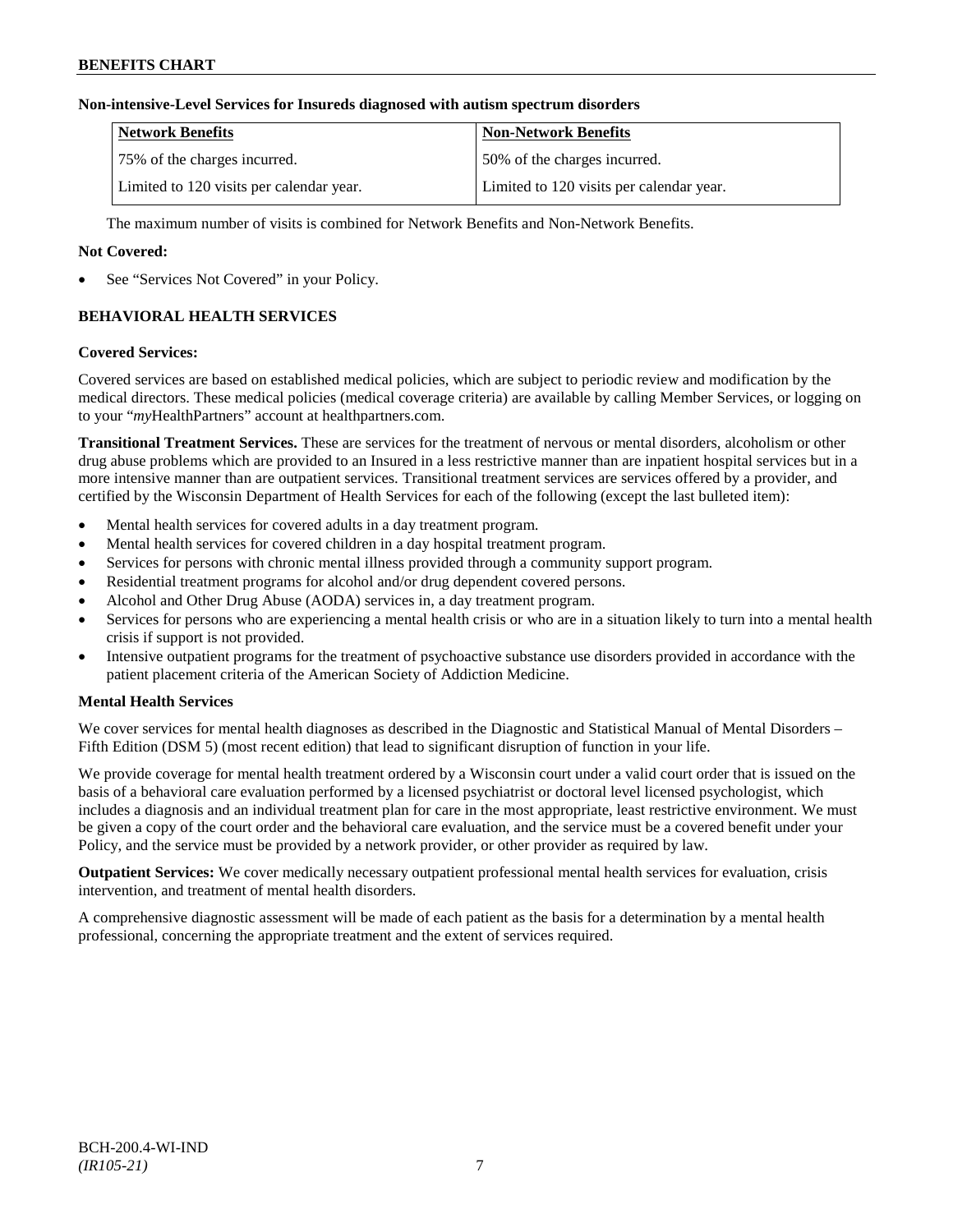**Non-intensive-Level Services for Insureds diagnosed with autism spectrum disorders**

| Network Benefits | Non-Network Benefits |
|---|---|
| 75% of the charges incurred. | 50% of the charges incurred. |
| Limited to 120 visits per calendar year. | Limited to 120 visits per calendar year. |

The maximum number of visits is combined for Network Benefits and Non-Network Benefits.

**Not Covered:**

- See "Services Not Covered" in your Policy.

## BEHAVIORAL HEALTH SERVICES

**Covered Services:**

Covered services are based on established medical policies, which are subject to periodic review and modification by the medical directors. These medical policies (medical coverage criteria) are available by calling Member Services, or logging on to your "*my*HealthPartners" account at healthpartners.com.

**Transitional Treatment Services.** These are services for the treatment of nervous or mental disorders, alcoholism or other drug abuse problems which are provided to an Insured in a less restrictive manner than are inpatient hospital services but in a more intensive manner than are outpatient services. Transitional treatment services are services offered by a provider, and certified by the Wisconsin Department of Health Services for each of the following (except the last bulleted item):

- Mental health services for covered adults in a day treatment program.
- Mental health services for covered children in a day hospital treatment program.
- Services for persons with chronic mental illness provided through a community support program.
- Residential treatment programs for alcohol and/or drug dependent covered persons.
- Alcohol and Other Drug Abuse (AODA) services in, a day treatment program.
- Services for persons who are experiencing a mental health crisis or who are in a situation likely to turn into a mental health crisis if support is not provided.
- Intensive outpatient programs for the treatment of psychoactive substance use disorders provided in accordance with the patient placement criteria of the American Society of Addiction Medicine.

**Mental Health Services**

We cover services for mental health diagnoses as described in the Diagnostic and Statistical Manual of Mental Disorders – Fifth Edition (DSM 5) (most recent edition) that lead to significant disruption of function in your life.

We provide coverage for mental health treatment ordered by a Wisconsin court under a valid court order that is issued on the basis of a behavioral care evaluation performed by a licensed psychiatrist or doctoral level licensed psychologist, which includes a diagnosis and an individual treatment plan for care in the most appropriate, least restrictive environment. We must be given a copy of the court order and the behavioral care evaluation, and the service must be a covered benefit under your Policy, and the service must be provided by a network provider, or other provider as required by law.

**Outpatient Services:** We cover medically necessary outpatient professional mental health services for evaluation, crisis intervention, and treatment of mental health disorders.

A comprehensive diagnostic assessment will be made of each patient as the basis for a determination by a mental health professional, concerning the appropriate treatment and the extent of services required.

BCH-200.4-WI-IND
*(IR105-21)*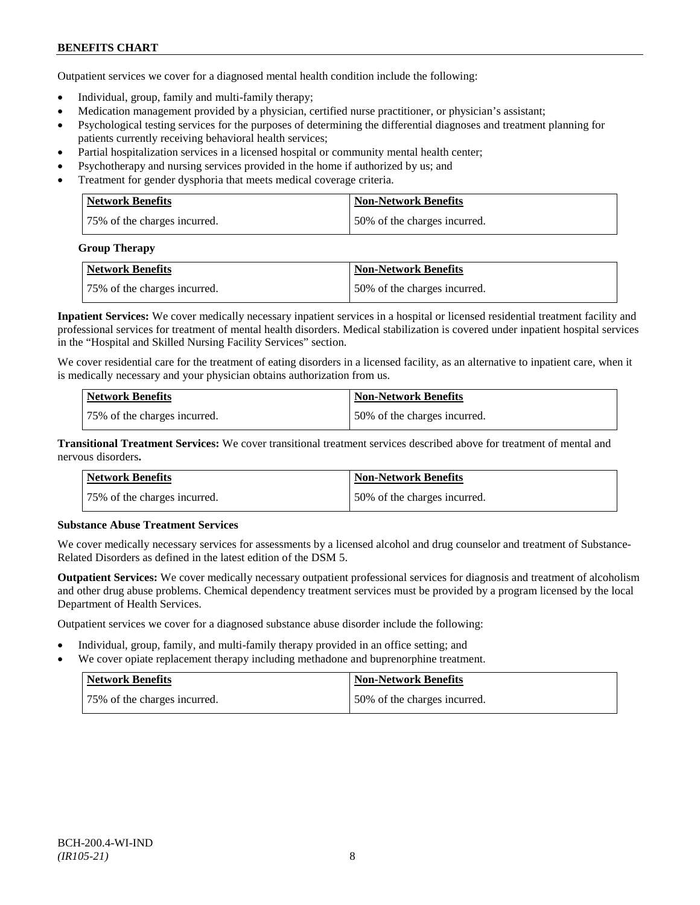Outpatient services we cover for a diagnosed mental health condition include the following:

- Individual, group, family and multi-family therapy;
- Medication management provided by a physician, certified nurse practitioner, or physician's assistant;
- Psychological testing services for the purposes of determining the differential diagnoses and treatment planning for patients currently receiving behavioral health services;
- Partial hospitalization services in a licensed hospital or community mental health center;
- Psychotherapy and nursing services provided in the home if authorized by us; and
- Treatment for gender dysphoria that meets medical coverage criteria.

| Network Benefits | Non-Network Benefits |
|---|---|
| 75% of the charges incurred. | 50% of the charges incurred. |

**Group Therapy**

| Network Benefits | Non-Network Benefits |
|---|---|
| 75% of the charges incurred. | 50% of the charges incurred. |

**Inpatient Services:** We cover medically necessary inpatient services in a hospital or licensed residential treatment facility and professional services for treatment of mental health disorders. Medical stabilization is covered under inpatient hospital services in the "Hospital and Skilled Nursing Facility Services" section.

We cover residential care for the treatment of eating disorders in a licensed facility, as an alternative to inpatient care, when it is medically necessary and your physician obtains authorization from us.

| Network Benefits | Non-Network Benefits |
|---|---|
| 75% of the charges incurred. | 50% of the charges incurred. |

**Transitional Treatment Services:** We cover transitional treatment services described above for treatment of mental and nervous disorders**.**

| Network Benefits | Non-Network Benefits |
|---|---|
| 75% of the charges incurred. | 50% of the charges incurred. |

**Substance Abuse Treatment Services**

We cover medically necessary services for assessments by a licensed alcohol and drug counselor and treatment of Substance-Related Disorders as defined in the latest edition of the DSM 5.

**Outpatient Services:** We cover medically necessary outpatient professional services for diagnosis and treatment of alcoholism and other drug abuse problems. Chemical dependency treatment services must be provided by a program licensed by the local Department of Health Services.

Outpatient services we cover for a diagnosed substance abuse disorder include the following:

- Individual, group, family, and multi-family therapy provided in an office setting; and
- We cover opiate replacement therapy including methadone and buprenorphine treatment.

| Network Benefits | Non-Network Benefits |
|---|---|
| 75% of the charges incurred. | 50% of the charges incurred. |

BCH-200.4-WI-IND
*(IR105-21)*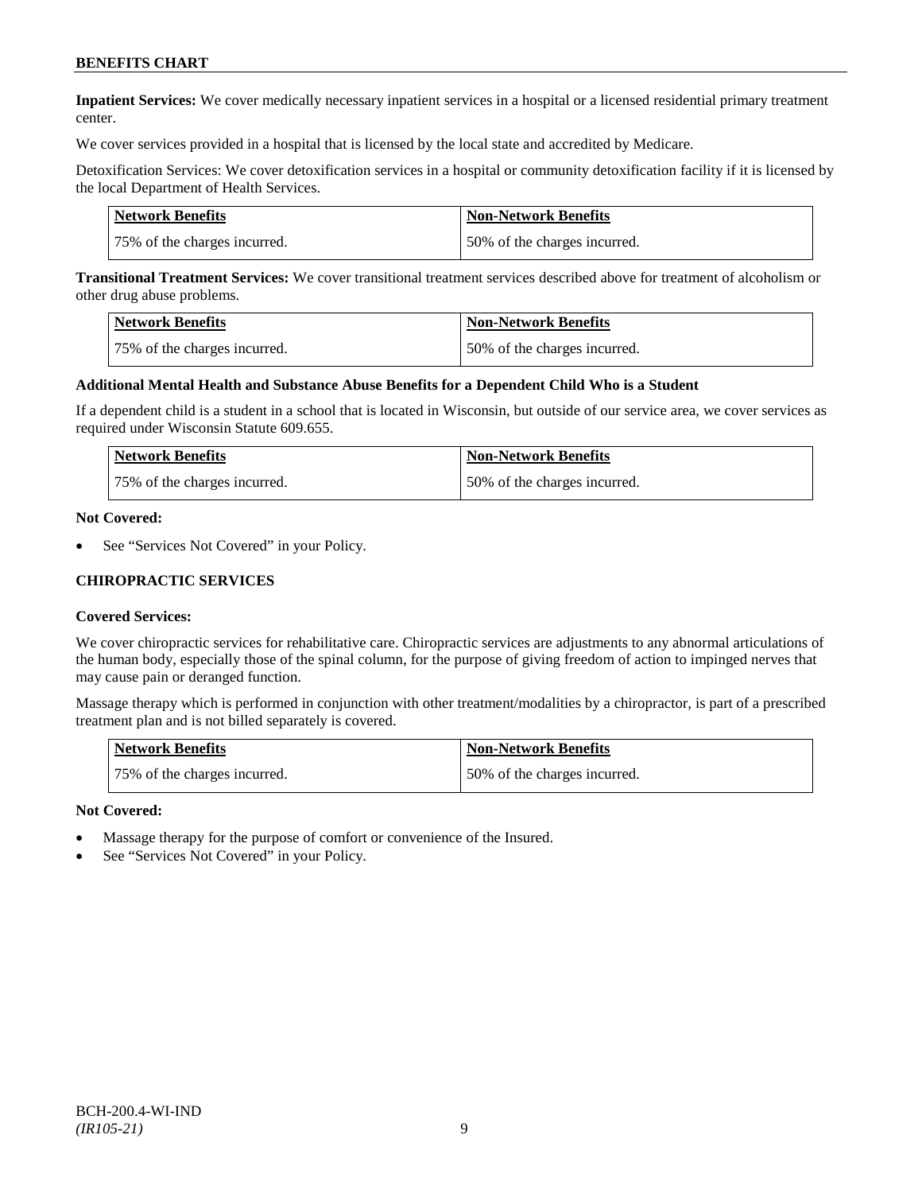**Inpatient Services:** We cover medically necessary inpatient services in a hospital or a licensed residential primary treatment center.

We cover services provided in a hospital that is licensed by the local state and accredited by Medicare.

Detoxification Services: We cover detoxification services in a hospital or community detoxification facility if it is licensed by the local Department of Health Services.

| Network Benefits | Non-Network Benefits |
|---|---|
| 75% of the charges incurred. | 50% of the charges incurred. |

**Transitional Treatment Services:** We cover transitional treatment services described above for treatment of alcoholism or other drug abuse problems.

| Network Benefits | Non-Network Benefits |
|---|---|
| 75% of the charges incurred. | 50% of the charges incurred. |

**Additional Mental Health and Substance Abuse Benefits for a Dependent Child Who is a Student**

If a dependent child is a student in a school that is located in Wisconsin, but outside of our service area, we cover services as required under Wisconsin Statute 609.655.

| Network Benefits | Non-Network Benefits |
|---|---|
| 75% of the charges incurred. | 50% of the charges incurred. |

**Not Covered:**

- See "Services Not Covered" in your Policy.

## CHIROPRACTIC SERVICES

**Covered Services:**

We cover chiropractic services for rehabilitative care. Chiropractic services are adjustments to any abnormal articulations of the human body, especially those of the spinal column, for the purpose of giving freedom of action to impinged nerves that may cause pain or deranged function.

Massage therapy which is performed in conjunction with other treatment/modalities by a chiropractor, is part of a prescribed treatment plan and is not billed separately is covered.

| Network Benefits | Non-Network Benefits |
|---|---|
| 75% of the charges incurred. | 50% of the charges incurred. |

**Not Covered:**

- Massage therapy for the purpose of comfort or convenience of the Insured.
- See "Services Not Covered" in your Policy.

BCH-200.4-WI-IND
*(IR105-21)*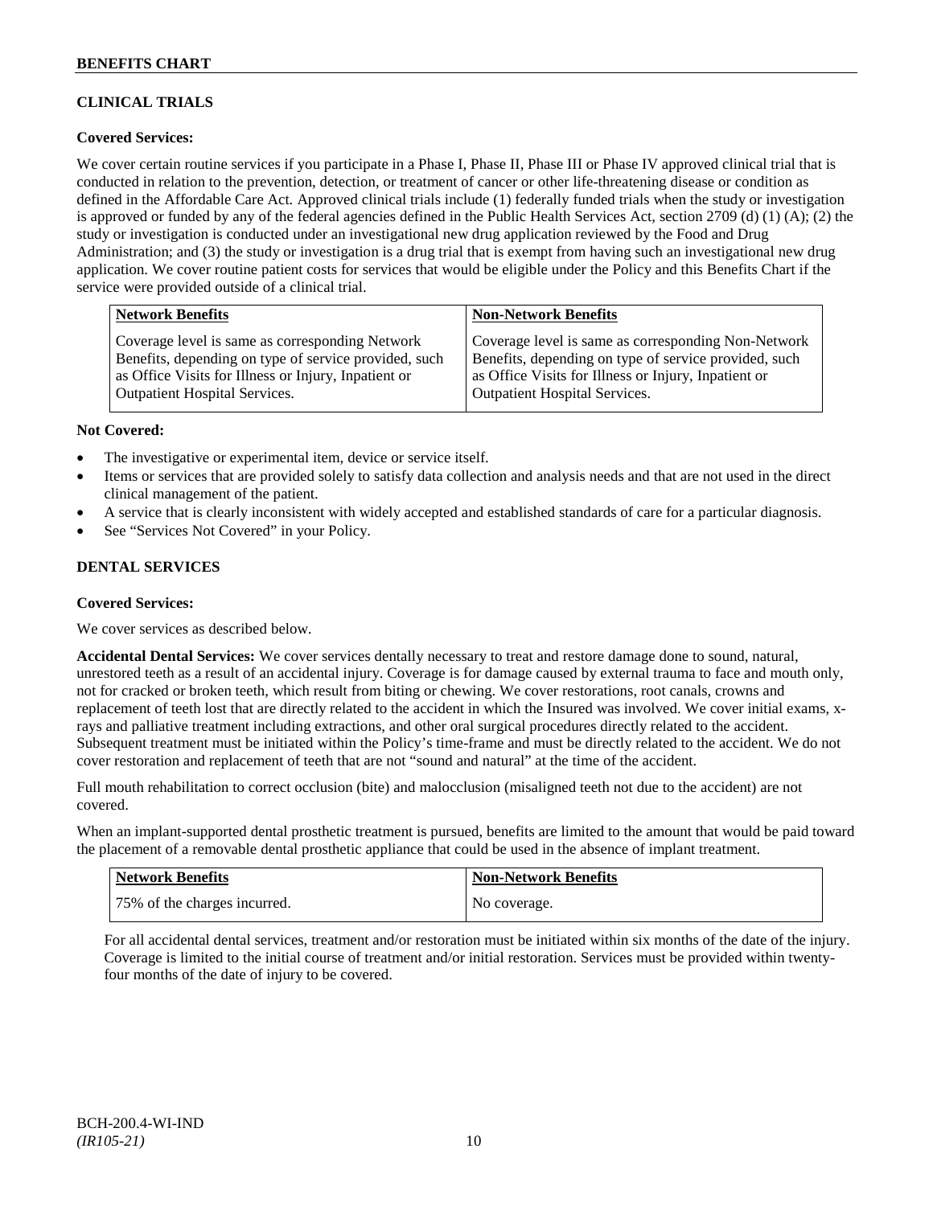## CLINICAL TRIALS

**Covered Services:**

We cover certain routine services if you participate in a Phase I, Phase II, Phase III or Phase IV approved clinical trial that is conducted in relation to the prevention, detection, or treatment of cancer or other life-threatening disease or condition as defined in the Affordable Care Act. Approved clinical trials include (1) federally funded trials when the study or investigation is approved or funded by any of the federal agencies defined in the Public Health Services Act, section 2709 (d) (1) (A); (2) the study or investigation is conducted under an investigational new drug application reviewed by the Food and Drug Administration; and (3) the study or investigation is a drug trial that is exempt from having such an investigational new drug application. We cover routine patient costs for services that would be eligible under the Policy and this Benefits Chart if the service were provided outside of a clinical trial.

| Network Benefits | Non-Network Benefits |
|---|---|
| Coverage level is same as corresponding Network Benefits, depending on type of service provided, such as Office Visits for Illness or Injury, Inpatient or Outpatient Hospital Services. | Coverage level is same as corresponding Non-Network Benefits, depending on type of service provided, such as Office Visits for Illness or Injury, Inpatient or Outpatient Hospital Services. |

**Not Covered:**

- The investigative or experimental item, device or service itself.
- Items or services that are provided solely to satisfy data collection and analysis needs and that are not used in the direct clinical management of the patient.
- A service that is clearly inconsistent with widely accepted and established standards of care for a particular diagnosis.
- See "Services Not Covered" in your Policy.

## DENTAL SERVICES

**Covered Services:**

We cover services as described below.

**Accidental Dental Services:** We cover services dentally necessary to treat and restore damage done to sound, natural, unrestored teeth as a result of an accidental injury. Coverage is for damage caused by external trauma to face and mouth only, not for cracked or broken teeth, which result from biting or chewing. We cover restorations, root canals, crowns and replacement of teeth lost that are directly related to the accident in which the Insured was involved. We cover initial exams, x-rays and palliative treatment including extractions, and other oral surgical procedures directly related to the accident. Subsequent treatment must be initiated within the Policy's time-frame and must be directly related to the accident. We do not cover restoration and replacement of teeth that are not "sound and natural" at the time of the accident.

Full mouth rehabilitation to correct occlusion (bite) and malocclusion (misaligned teeth not due to the accident) are not covered.

When an implant-supported dental prosthetic treatment is pursued, benefits are limited to the amount that would be paid toward the placement of a removable dental prosthetic appliance that could be used in the absence of implant treatment.

| Network Benefits | Non-Network Benefits |
|---|---|
| 75% of the charges incurred. | No coverage. |

For all accidental dental services, treatment and/or restoration must be initiated within six months of the date of the injury. Coverage is limited to the initial course of treatment and/or initial restoration. Services must be provided within twenty-four months of the date of injury to be covered.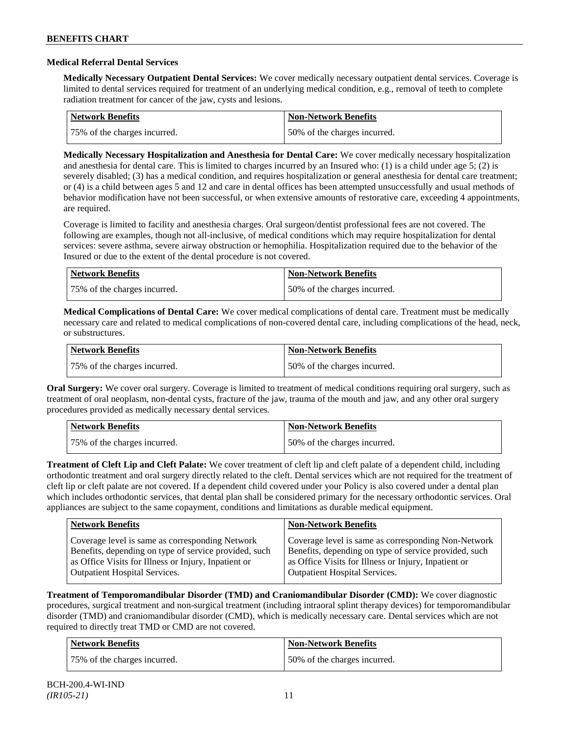### Medical Referral Dental Services

**Medically Necessary Outpatient Dental Services:** We cover medically necessary outpatient dental services. Coverage is limited to dental services required for treatment of an underlying medical condition, e.g., removal of teeth to complete radiation treatment for cancer of the jaw, cysts and lesions.

| Network Benefits | Non-Network Benefits |
|---|---|
| 75% of the charges incurred. | 50% of the charges incurred. |

**Medically Necessary Hospitalization and Anesthesia for Dental Care:** We cover medically necessary hospitalization and anesthesia for dental care. This is limited to charges incurred by an Insured who: (1) is a child under age 5; (2) is severely disabled; (3) has a medical condition, and requires hospitalization or general anesthesia for dental care treatment; or (4) is a child between ages 5 and 12 and care in dental offices has been attempted unsuccessfully and usual methods of behavior modification have not been successful, or when extensive amounts of restorative care, exceeding 4 appointments, are required.

Coverage is limited to facility and anesthesia charges. Oral surgeon/dentist professional fees are not covered. The following are examples, though not all-inclusive, of medical conditions which may require hospitalization for dental services: severe asthma, severe airway obstruction or hemophilia. Hospitalization required due to the behavior of the Insured or due to the extent of the dental procedure is not covered.

| Network Benefits | Non-Network Benefits |
|---|---|
| 75% of the charges incurred. | 50% of the charges incurred. |

**Medical Complications of Dental Care:** We cover medical complications of dental care. Treatment must be medically necessary care and related to medical complications of non-covered dental care, including complications of the head, neck, or substructures.

| Network Benefits | Non-Network Benefits |
|---|---|
| 75% of the charges incurred. | 50% of the charges incurred. |

**Oral Surgery:** We cover oral surgery. Coverage is limited to treatment of medical conditions requiring oral surgery, such as treatment of oral neoplasm, non-dental cysts, fracture of the jaw, trauma of the mouth and jaw, and any other oral surgery procedures provided as medically necessary dental services.

| Network Benefits | Non-Network Benefits |
|---|---|
| 75% of the charges incurred. | 50% of the charges incurred. |

**Treatment of Cleft Lip and Cleft Palate:** We cover treatment of cleft lip and cleft palate of a dependent child, including orthodontic treatment and oral surgery directly related to the cleft. Dental services which are not required for the treatment of cleft lip or cleft palate are not covered. If a dependent child covered under your Policy is also covered under a dental plan which includes orthodontic services, that dental plan shall be considered primary for the necessary orthodontic services. Oral appliances are subject to the same copayment, conditions and limitations as durable medical equipment.

| Network Benefits | Non-Network Benefits |
|---|---|
| Coverage level is same as corresponding Network Benefits, depending on type of service provided, such as Office Visits for Illness or Injury, Inpatient or Outpatient Hospital Services. | Coverage level is same as corresponding Non-Network Benefits, depending on type of service provided, such as Office Visits for Illness or Injury, Inpatient or Outpatient Hospital Services. |

**Treatment of Temporomandibular Disorder (TMD) and Craniomandibular Disorder (CMD):** We cover diagnostic procedures, surgical treatment and non-surgical treatment (including intraoral splint therapy devices) for temporomandibular disorder (TMD) and craniomandibular disorder (CMD), which is medically necessary care. Dental services which are not required to directly treat TMD or CMD are not covered.

| Network Benefits | Non-Network Benefits |
|---|---|
| 75% of the charges incurred. | 50% of the charges incurred. |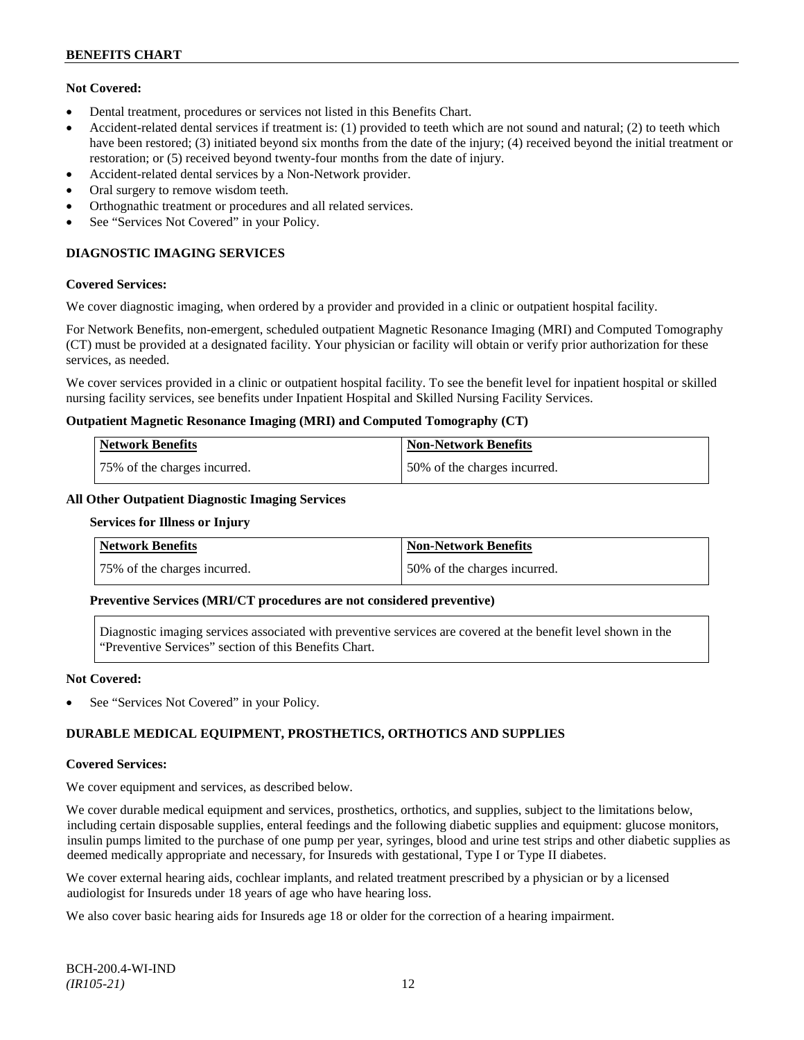**Not Covered:**

- Dental treatment, procedures or services not listed in this Benefits Chart.
- Accident-related dental services if treatment is: (1) provided to teeth which are not sound and natural; (2) to teeth which have been restored; (3) initiated beyond six months from the date of the injury; (4) received beyond the initial treatment or restoration; or (5) received beyond twenty-four months from the date of injury.
- Accident-related dental services by a Non-Network provider.
- Oral surgery to remove wisdom teeth.
- Orthognathic treatment or procedures and all related services.
- See "Services Not Covered" in your Policy.

## DIAGNOSTIC IMAGING SERVICES

**Covered Services:**

We cover diagnostic imaging, when ordered by a provider and provided in a clinic or outpatient hospital facility.

For Network Benefits, non-emergent, scheduled outpatient Magnetic Resonance Imaging (MRI) and Computed Tomography (CT) must be provided at a designated facility. Your physician or facility will obtain or verify prior authorization for these services, as needed.

We cover services provided in a clinic or outpatient hospital facility. To see the benefit level for inpatient hospital or skilled nursing facility services, see benefits under Inpatient Hospital and Skilled Nursing Facility Services.

**Outpatient Magnetic Resonance Imaging (MRI) and Computed Tomography (CT)**

| Network Benefits | Non-Network Benefits |
|---|---|
| 75% of the charges incurred. | 50% of the charges incurred. |

**All Other Outpatient Diagnostic Imaging Services**

**Services for Illness or Injury**

| Network Benefits | Non-Network Benefits |
|---|---|
| 75% of the charges incurred. | 50% of the charges incurred. |

**Preventive Services (MRI/CT procedures are not considered preventive)**

Diagnostic imaging services associated with preventive services are covered at the benefit level shown in the "Preventive Services" section of this Benefits Chart.

**Not Covered:**

- See "Services Not Covered" in your Policy.

## DURABLE MEDICAL EQUIPMENT, PROSTHETICS, ORTHOTICS AND SUPPLIES

**Covered Services:**

We cover equipment and services, as described below.

We cover durable medical equipment and services, prosthetics, orthotics, and supplies, subject to the limitations below, including certain disposable supplies, enteral feedings and the following diabetic supplies and equipment: glucose monitors, insulin pumps limited to the purchase of one pump per year, syringes, blood and urine test strips and other diabetic supplies as deemed medically appropriate and necessary, for Insureds with gestational, Type I or Type II diabetes.

We cover external hearing aids, cochlear implants, and related treatment prescribed by a physician or by a licensed audiologist for Insureds under 18 years of age who have hearing loss.

We also cover basic hearing aids for Insureds age 18 or older for the correction of a hearing impairment.

BCH-200.4-WI-IND
*(IR105-21)*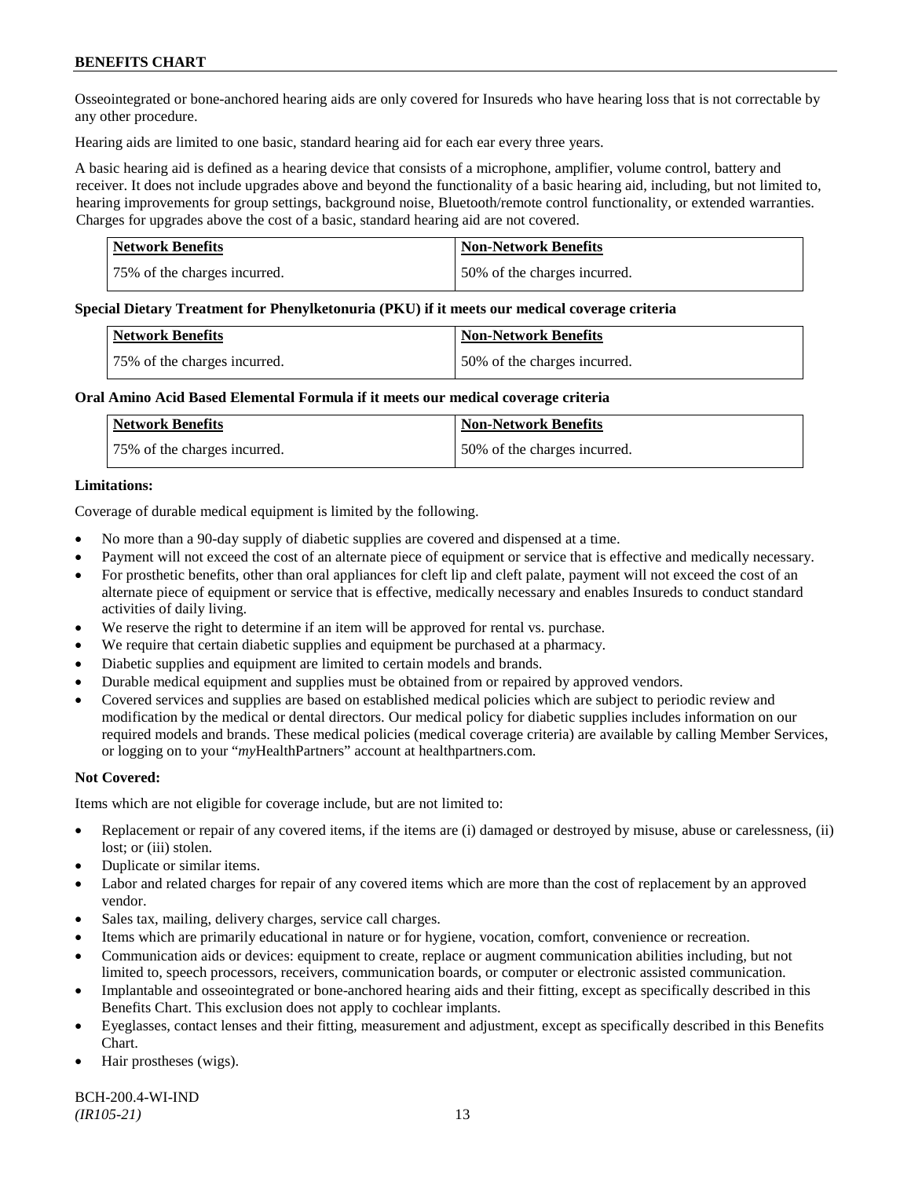Osseointegrated or bone-anchored hearing aids are only covered for Insureds who have hearing loss that is not correctable by any other procedure.

Hearing aids are limited to one basic, standard hearing aid for each ear every three years.

A basic hearing aid is defined as a hearing device that consists of a microphone, amplifier, volume control, battery and receiver. It does not include upgrades above and beyond the functionality of a basic hearing aid, including, but not limited to, hearing improvements for group settings, background noise, Bluetooth/remote control functionality, or extended warranties. Charges for upgrades above the cost of a basic, standard hearing aid are not covered.

| Network Benefits | Non-Network Benefits |
|---|---|
| 75% of the charges incurred. | 50% of the charges incurred. |

**Special Dietary Treatment for Phenylketonuria (PKU) if it meets our medical coverage criteria**

| Network Benefits | Non-Network Benefits |
|---|---|
| 75% of the charges incurred. | 50% of the charges incurred. |

**Oral Amino Acid Based Elemental Formula if it meets our medical coverage criteria**

| Network Benefits | Non-Network Benefits |
|---|---|
| 75% of the charges incurred. | 50% of the charges incurred. |

**Limitations:**

Coverage of durable medical equipment is limited by the following.

- No more than a 90-day supply of diabetic supplies are covered and dispensed at a time.
- Payment will not exceed the cost of an alternate piece of equipment or service that is effective and medically necessary.
- For prosthetic benefits, other than oral appliances for cleft lip and cleft palate, payment will not exceed the cost of an alternate piece of equipment or service that is effective, medically necessary and enables Insureds to conduct standard activities of daily living.
- We reserve the right to determine if an item will be approved for rental vs. purchase.
- We require that certain diabetic supplies and equipment be purchased at a pharmacy.
- Diabetic supplies and equipment are limited to certain models and brands.
- Durable medical equipment and supplies must be obtained from or repaired by approved vendors.
- Covered services and supplies are based on established medical policies which are subject to periodic review and modification by the medical or dental directors. Our medical policy for diabetic supplies includes information on our required models and brands. These medical policies (medical coverage criteria) are available by calling Member Services, or logging on to your "*my*HealthPartners" account at healthpartners.com.

**Not Covered:**

Items which are not eligible for coverage include, but are not limited to:

- Replacement or repair of any covered items, if the items are (i) damaged or destroyed by misuse, abuse or carelessness, (ii) lost; or (iii) stolen.
- Duplicate or similar items.
- Labor and related charges for repair of any covered items which are more than the cost of replacement by an approved vendor.
- Sales tax, mailing, delivery charges, service call charges.
- Items which are primarily educational in nature or for hygiene, vocation, comfort, convenience or recreation.
- Communication aids or devices: equipment to create, replace or augment communication abilities including, but not limited to, speech processors, receivers, communication boards, or computer or electronic assisted communication.
- Implantable and osseointegrated or bone-anchored hearing aids and their fitting, except as specifically described in this Benefits Chart. This exclusion does not apply to cochlear implants.
- Eyeglasses, contact lenses and their fitting, measurement and adjustment, except as specifically described in this Benefits Chart.
- Hair prostheses (wigs).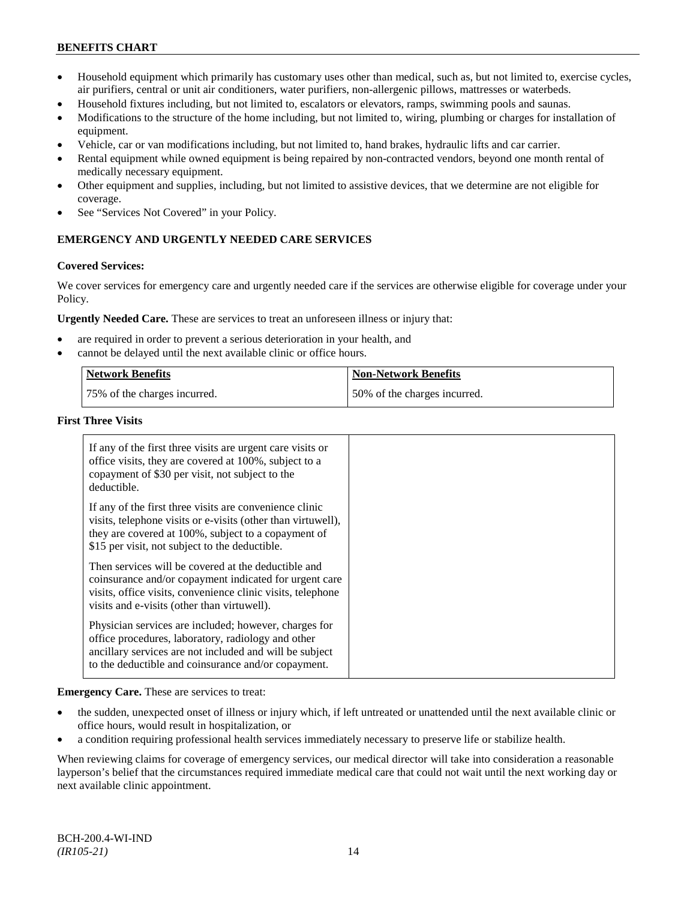- Household equipment which primarily has customary uses other than medical, such as, but not limited to, exercise cycles, air purifiers, central or unit air conditioners, water purifiers, non-allergenic pillows, mattresses or waterbeds.
- Household fixtures including, but not limited to, escalators or elevators, ramps, swimming pools and saunas.
- Modifications to the structure of the home including, but not limited to, wiring, plumbing or charges for installation of equipment.
- Vehicle, car or van modifications including, but not limited to, hand brakes, hydraulic lifts and car carrier.
- Rental equipment while owned equipment is being repaired by non-contracted vendors, beyond one month rental of medically necessary equipment.
- Other equipment and supplies, including, but not limited to assistive devices, that we determine are not eligible for coverage.
- See "Services Not Covered" in your Policy.

## EMERGENCY AND URGENTLY NEEDED CARE SERVICES

**Covered Services:**

We cover services for emergency care and urgently needed care if the services are otherwise eligible for coverage under your Policy.

**Urgently Needed Care.** These are services to treat an unforeseen illness or injury that:

- are required in order to prevent a serious deterioration in your health, and
- cannot be delayed until the next available clinic or office hours.

| Network Benefits | Non-Network Benefits |
|---|---|
| 75% of the charges incurred. | 50% of the charges incurred. |

**First Three Visits**

| | |
|---|---|
| If any of the first three visits are urgent care visits or office visits, they are covered at 100%, subject to a copayment of $30 per visit, not subject to the deductible.<br><br>If any of the first three visits are convenience clinic visits, telephone visits or e-visits (other than virtuwell), they are covered at 100%, subject to a copayment of $15 per visit, not subject to the deductible.<br><br>Then services will be covered at the deductible and coinsurance and/or copayment indicated for urgent care visits, office visits, convenience clinic visits, telephone visits and e-visits (other than virtuwell).<br><br>Physician services are included; however, charges for office procedures, laboratory, radiology and other ancillary services are not included and will be subject to the deductible and coinsurance and/or copayment. | |

**Emergency Care.** These are services to treat:

- the sudden, unexpected onset of illness or injury which, if left untreated or unattended until the next available clinic or office hours, would result in hospitalization, or
- a condition requiring professional health services immediately necessary to preserve life or stabilize health.

When reviewing claims for coverage of emergency services, our medical director will take into consideration a reasonable layperson's belief that the circumstances required immediate medical care that could not wait until the next working day or next available clinic appointment.

BCH-200.4-WI-IND
*(IR105-21)*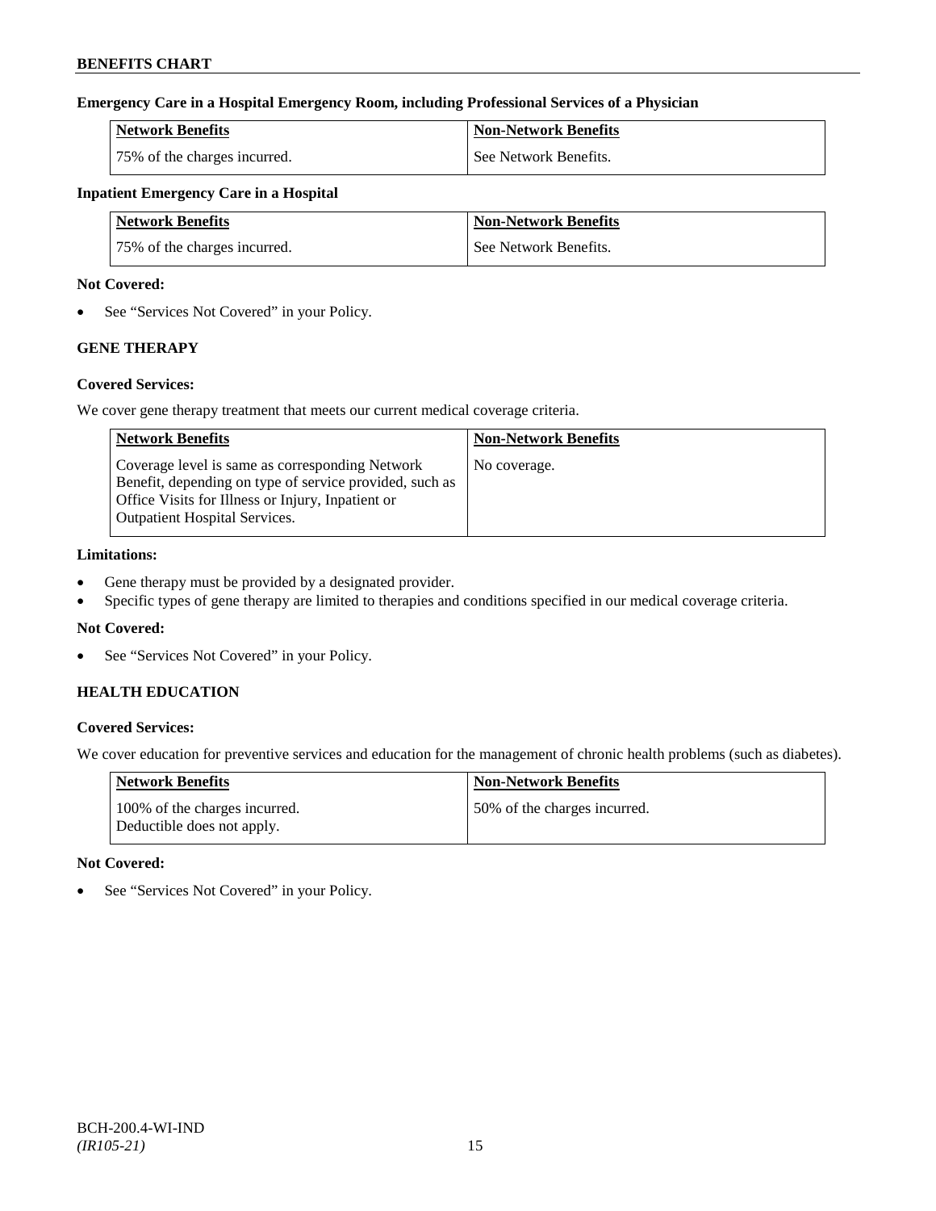**Emergency Care in a Hospital Emergency Room, including Professional Services of a Physician**

| Network Benefits | Non-Network Benefits |
|---|---|
| 75% of the charges incurred. | See Network Benefits. |

**Inpatient Emergency Care in a Hospital**

| Network Benefits | Non-Network Benefits |
|---|---|
| 75% of the charges incurred. | See Network Benefits. |

**Not Covered:**

- See "Services Not Covered" in your Policy.

## GENE THERAPY

**Covered Services:**

We cover gene therapy treatment that meets our current medical coverage criteria.

| Network Benefits | Non-Network Benefits |
|---|---|
| Coverage level is same as corresponding Network Benefit, depending on type of service provided, such as Office Visits for Illness or Injury, Inpatient or Outpatient Hospital Services. | No coverage. |

**Limitations:**

- Gene therapy must be provided by a designated provider.
- Specific types of gene therapy are limited to therapies and conditions specified in our medical coverage criteria.

**Not Covered:**

- See "Services Not Covered" in your Policy.

## HEALTH EDUCATION

**Covered Services:**

We cover education for preventive services and education for the management of chronic health problems (such as diabetes).

| Network Benefits | Non-Network Benefits |
|---|---|
| 100% of the charges incurred. Deductible does not apply. | 50% of the charges incurred. |

**Not Covered:**

- See "Services Not Covered" in your Policy.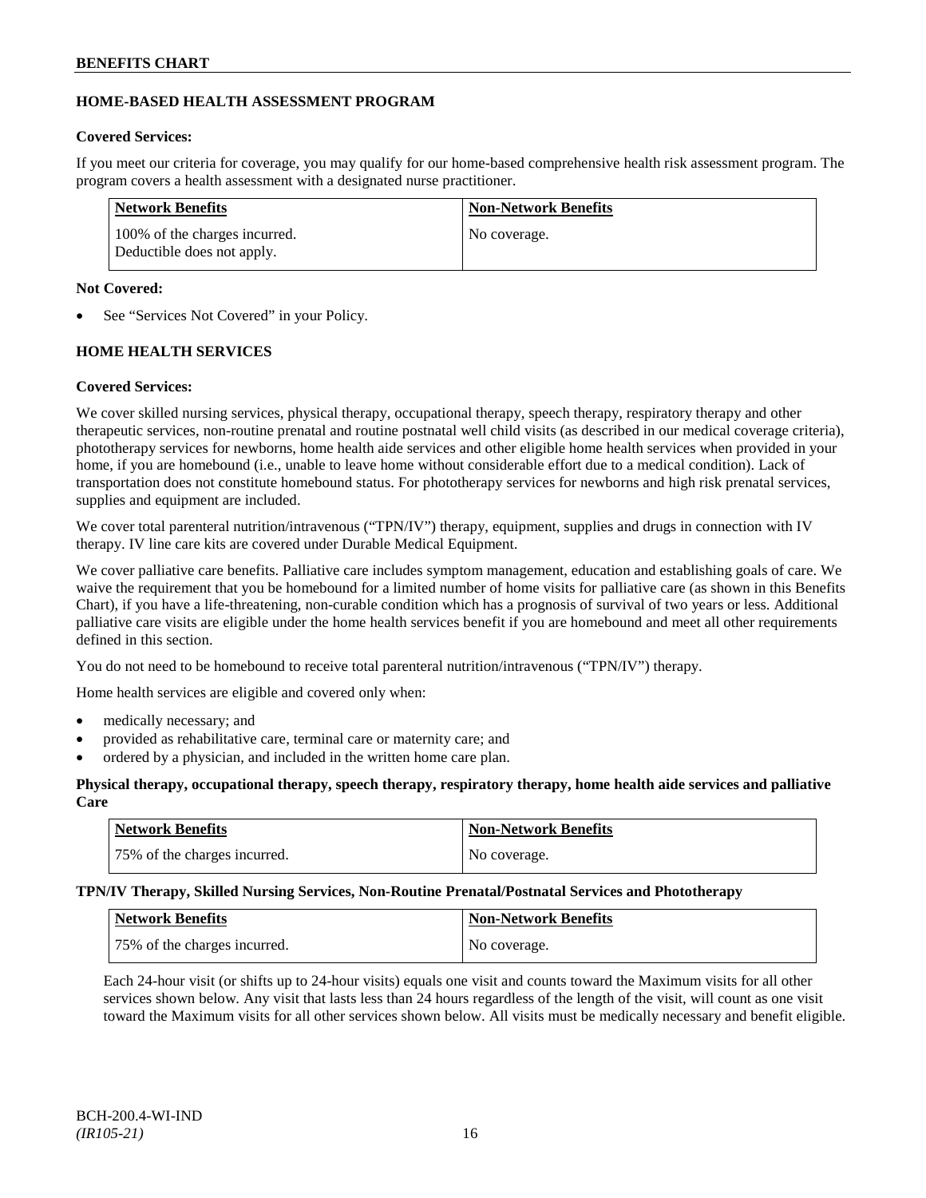## HOME-BASED HEALTH ASSESSMENT PROGRAM

**Covered Services:**

If you meet our criteria for coverage, you may qualify for our home-based comprehensive health risk assessment program. The program covers a health assessment with a designated nurse practitioner.

| Network Benefits | Non-Network Benefits |
|---|---|
| 100% of the charges incurred. Deductible does not apply. | No coverage. |

**Not Covered:**

- See "Services Not Covered" in your Policy.

## HOME HEALTH SERVICES

**Covered Services:**

We cover skilled nursing services, physical therapy, occupational therapy, speech therapy, respiratory therapy and other therapeutic services, non-routine prenatal and routine postnatal well child visits (as described in our medical coverage criteria), phototherapy services for newborns, home health aide services and other eligible home health services when provided in your home, if you are homebound (i.e., unable to leave home without considerable effort due to a medical condition). Lack of transportation does not constitute homebound status. For phototherapy services for newborns and high risk prenatal services, supplies and equipment are included.

We cover total parenteral nutrition/intravenous ("TPN/IV") therapy, equipment, supplies and drugs in connection with IV therapy. IV line care kits are covered under Durable Medical Equipment.

We cover palliative care benefits. Palliative care includes symptom management, education and establishing goals of care. We waive the requirement that you be homebound for a limited number of home visits for palliative care (as shown in this Benefits Chart), if you have a life-threatening, non-curable condition which has a prognosis of survival of two years or less. Additional palliative care visits are eligible under the home health services benefit if you are homebound and meet all other requirements defined in this section.

You do not need to be homebound to receive total parenteral nutrition/intravenous ("TPN/IV") therapy.

Home health services are eligible and covered only when:

- medically necessary; and
- provided as rehabilitative care, terminal care or maternity care; and
- ordered by a physician, and included in the written home care plan.

**Physical therapy, occupational therapy, speech therapy, respiratory therapy, home health aide services and palliative Care**

| Network Benefits | Non-Network Benefits |
|---|---|
| 75% of the charges incurred. | No coverage. |

**TPN/IV Therapy, Skilled Nursing Services, Non-Routine Prenatal/Postnatal Services and Phototherapy**

| Network Benefits | Non-Network Benefits |
|---|---|
| 75% of the charges incurred. | No coverage. |

Each 24-hour visit (or shifts up to 24-hour visits) equals one visit and counts toward the Maximum visits for all other services shown below. Any visit that lasts less than 24 hours regardless of the length of the visit, will count as one visit toward the Maximum visits for all other services shown below. All visits must be medically necessary and benefit eligible.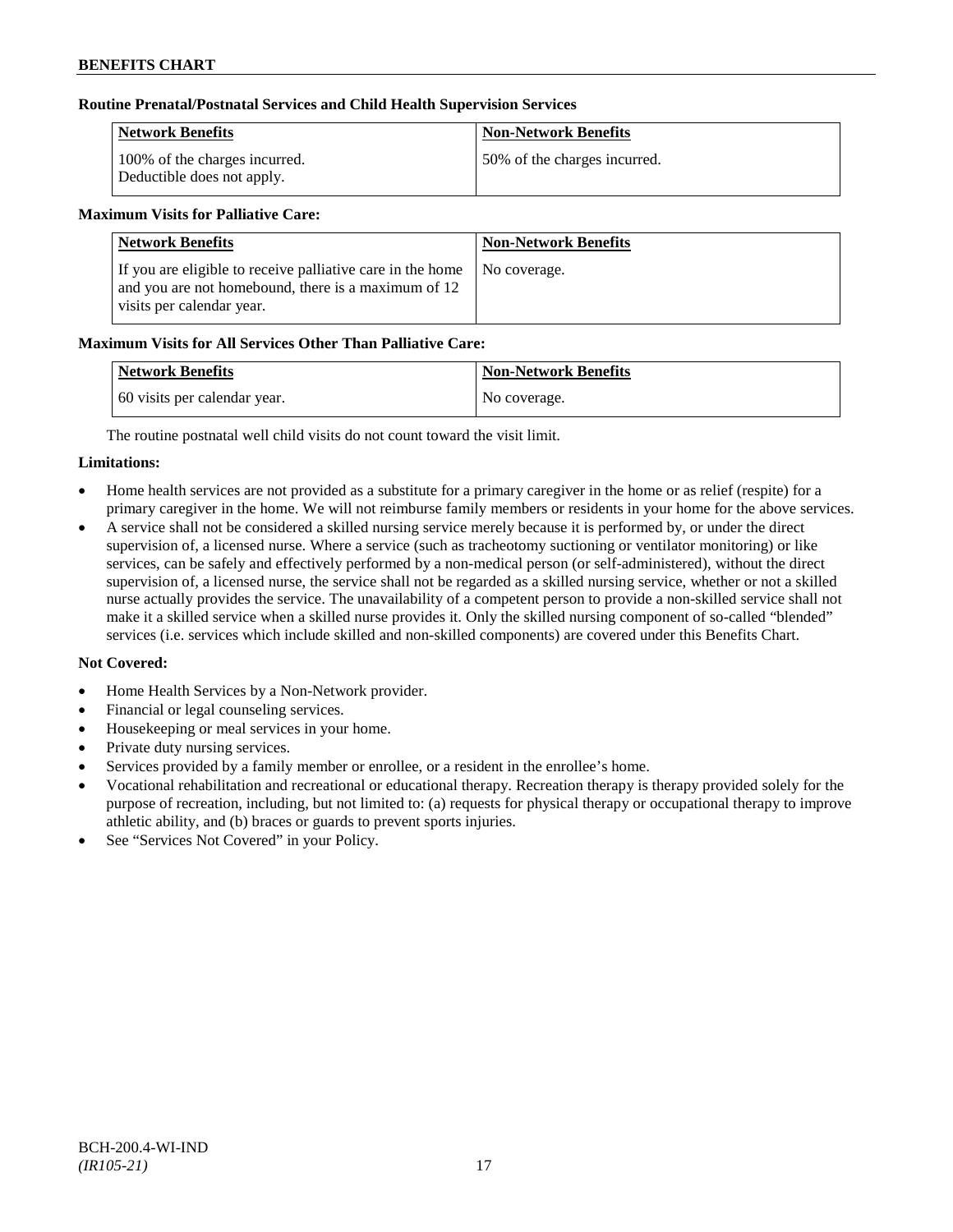**Routine Prenatal/Postnatal Services and Child Health Supervision Services**

| Network Benefits | Non-Network Benefits |
|---|---|
| 100% of the charges incurred. Deductible does not apply. | 50% of the charges incurred. |

**Maximum Visits for Palliative Care:**

| Network Benefits | Non-Network Benefits |
|---|---|
| If you are eligible to receive palliative care in the home and you are not homebound, there is a maximum of 12 visits per calendar year. | No coverage. |

**Maximum Visits for All Services Other Than Palliative Care:**

| Network Benefits | Non-Network Benefits |
|---|---|
| 60 visits per calendar year. | No coverage. |

The routine postnatal well child visits do not count toward the visit limit.

**Limitations:**

- Home health services are not provided as a substitute for a primary caregiver in the home or as relief (respite) for a primary caregiver in the home. We will not reimburse family members or residents in your home for the above services.
- A service shall not be considered a skilled nursing service merely because it is performed by, or under the direct supervision of, a licensed nurse. Where a service (such as tracheotomy suctioning or ventilator monitoring) or like services, can be safely and effectively performed by a non-medical person (or self-administered), without the direct supervision of, a licensed nurse, the service shall not be regarded as a skilled nursing service, whether or not a skilled nurse actually provides the service. The unavailability of a competent person to provide a non-skilled service shall not make it a skilled service when a skilled nurse provides it. Only the skilled nursing component of so-called "blended" services (i.e. services which include skilled and non-skilled components) are covered under this Benefits Chart.

**Not Covered:**

- Home Health Services by a Non-Network provider.
- Financial or legal counseling services.
- Housekeeping or meal services in your home.
- Private duty nursing services.
- Services provided by a family member or enrollee, or a resident in the enrollee's home.
- Vocational rehabilitation and recreational or educational therapy. Recreation therapy is therapy provided solely for the purpose of recreation, including, but not limited to: (a) requests for physical therapy or occupational therapy to improve athletic ability, and (b) braces or guards to prevent sports injuries.
- See "Services Not Covered" in your Policy.

BCH-200.4-WI-IND
*(IR105-21)*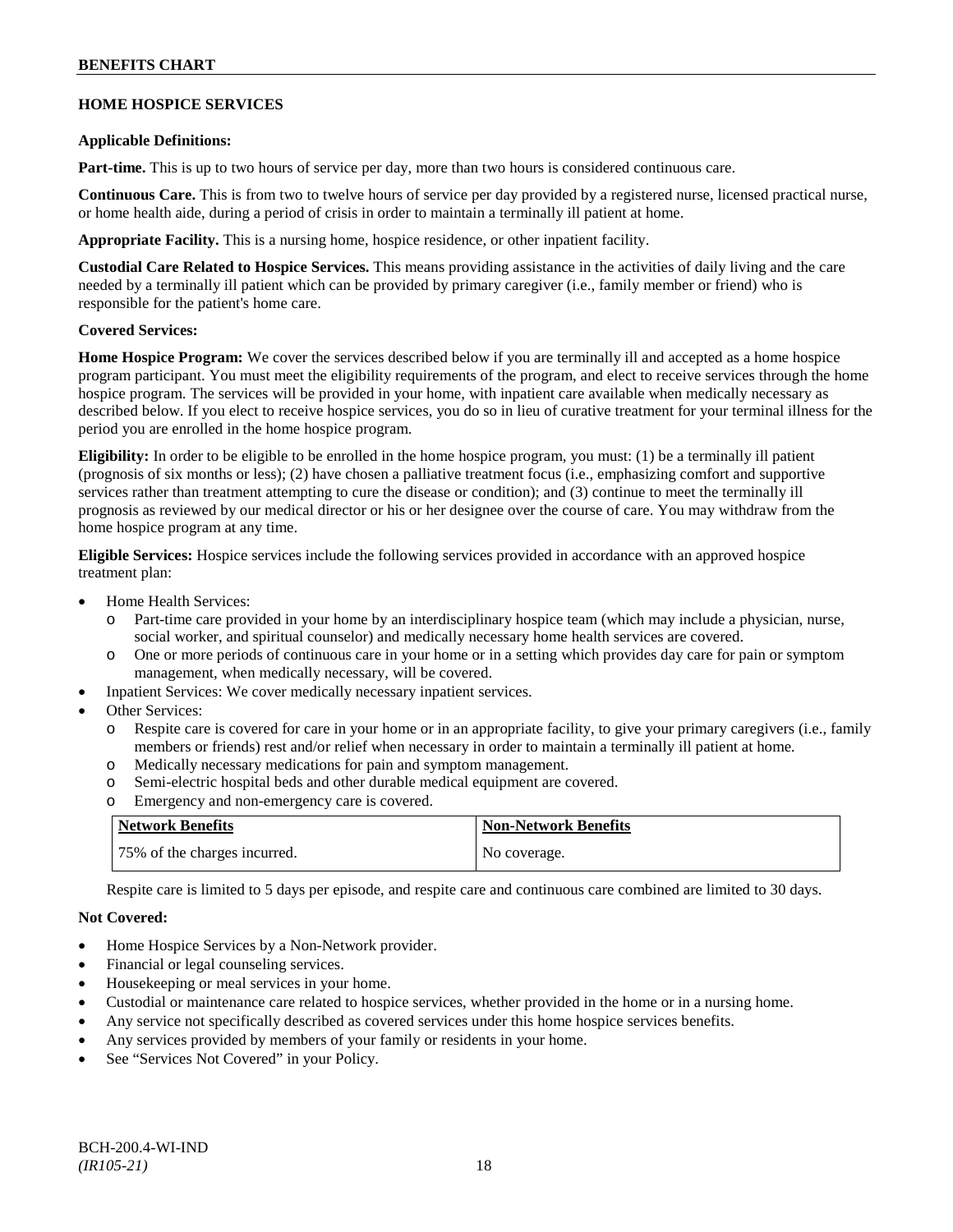## HOME HOSPICE SERVICES

**Applicable Definitions:**

**Part-time.** This is up to two hours of service per day, more than two hours is considered continuous care.

**Continuous Care.** This is from two to twelve hours of service per day provided by a registered nurse, licensed practical nurse, or home health aide, during a period of crisis in order to maintain a terminally ill patient at home.

**Appropriate Facility.** This is a nursing home, hospice residence, or other inpatient facility.

**Custodial Care Related to Hospice Services.** This means providing assistance in the activities of daily living and the care needed by a terminally ill patient which can be provided by primary caregiver (i.e., family member or friend) who is responsible for the patient's home care.

**Covered Services:**

**Home Hospice Program:** We cover the services described below if you are terminally ill and accepted as a home hospice program participant. You must meet the eligibility requirements of the program, and elect to receive services through the home hospice program. The services will be provided in your home, with inpatient care available when medically necessary as described below. If you elect to receive hospice services, you do so in lieu of curative treatment for your terminal illness for the period you are enrolled in the home hospice program.

**Eligibility:** In order to be eligible to be enrolled in the home hospice program, you must: (1) be a terminally ill patient (prognosis of six months or less); (2) have chosen a palliative treatment focus (i.e., emphasizing comfort and supportive services rather than treatment attempting to cure the disease or condition); and (3) continue to meet the terminally ill prognosis as reviewed by our medical director or his or her designee over the course of care. You may withdraw from the home hospice program at any time.

**Eligible Services:** Hospice services include the following services provided in accordance with an approved hospice treatment plan:

- Home Health Services:
  - Part-time care provided in your home by an interdisciplinary hospice team (which may include a physician, nurse, social worker, and spiritual counselor) and medically necessary home health services are covered.
  - One or more periods of continuous care in your home or in a setting which provides day care for pain or symptom management, when medically necessary, will be covered.
- Inpatient Services: We cover medically necessary inpatient services.
- Other Services:
  - Respite care is covered for care in your home or in an appropriate facility, to give your primary caregivers (i.e., family members or friends) rest and/or relief when necessary in order to maintain a terminally ill patient at home.
  - Medically necessary medications for pain and symptom management.
  - Semi-electric hospital beds and other durable medical equipment are covered.
  - Emergency and non-emergency care is covered.

| Network Benefits | Non-Network Benefits |
|---|---|
| 75% of the charges incurred. | No coverage. |

Respite care is limited to 5 days per episode, and respite care and continuous care combined are limited to 30 days.

**Not Covered:**

- Home Hospice Services by a Non-Network provider.
- Financial or legal counseling services.
- Housekeeping or meal services in your home.
- Custodial or maintenance care related to hospice services, whether provided in the home or in a nursing home.
- Any service not specifically described as covered services under this home hospice services benefits.
- Any services provided by members of your family or residents in your home.
- See "Services Not Covered" in your Policy.

BCH-200.4-WI-IND
*(IR105-21)*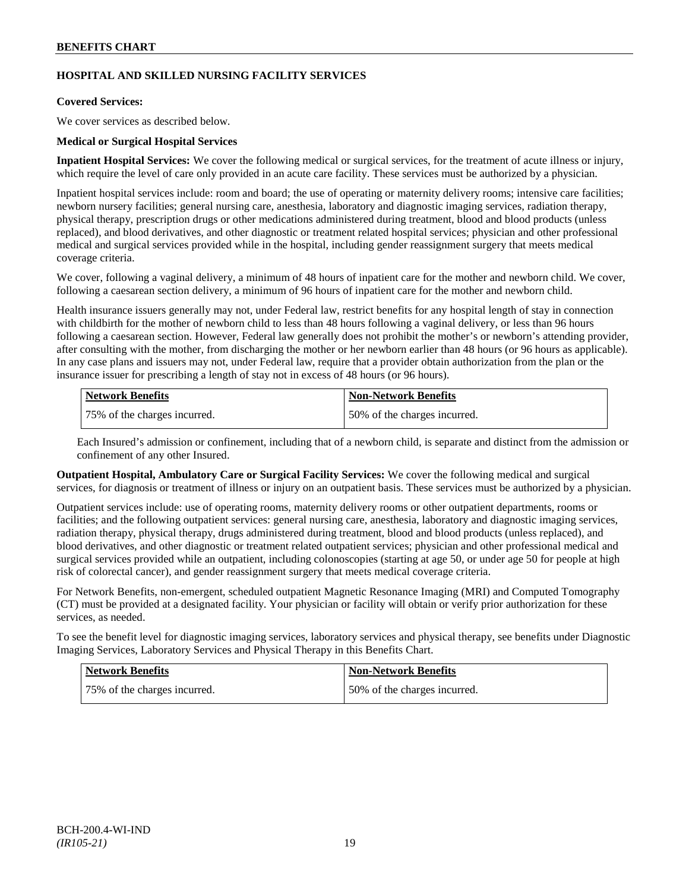**HOSPITAL AND SKILLED NURSING FACILITY SERVICES**

**Covered Services:**

We cover services as described below.

**Medical or Surgical Hospital Services**

**Inpatient Hospital Services:** We cover the following medical or surgical services, for the treatment of acute illness or injury, which require the level of care only provided in an acute care facility. These services must be authorized by a physician.

Inpatient hospital services include: room and board; the use of operating or maternity delivery rooms; intensive care facilities; newborn nursery facilities; general nursing care, anesthesia, laboratory and diagnostic imaging services, radiation therapy, physical therapy, prescription drugs or other medications administered during treatment, blood and blood products (unless replaced), and blood derivatives, and other diagnostic or treatment related hospital services; physician and other professional medical and surgical services provided while in the hospital, including gender reassignment surgery that meets medical coverage criteria.

We cover, following a vaginal delivery, a minimum of 48 hours of inpatient care for the mother and newborn child. We cover, following a caesarean section delivery, a minimum of 96 hours of inpatient care for the mother and newborn child.

Health insurance issuers generally may not, under Federal law, restrict benefits for any hospital length of stay in connection with childbirth for the mother of newborn child to less than 48 hours following a vaginal delivery, or less than 96 hours following a caesarean section. However, Federal law generally does not prohibit the mother's or newborn's attending provider, after consulting with the mother, from discharging the mother or her newborn earlier than 48 hours (or 96 hours as applicable). In any case plans and issuers may not, under Federal law, require that a provider obtain authorization from the plan or the insurance issuer for prescribing a length of stay not in excess of 48 hours (or 96 hours).

| Network Benefits | Non-Network Benefits |
|---|---|
| 75% of the charges incurred. | 50% of the charges incurred. |

Each Insured's admission or confinement, including that of a newborn child, is separate and distinct from the admission or confinement of any other Insured.

**Outpatient Hospital, Ambulatory Care or Surgical Facility Services:** We cover the following medical and surgical services, for diagnosis or treatment of illness or injury on an outpatient basis. These services must be authorized by a physician.

Outpatient services include: use of operating rooms, maternity delivery rooms or other outpatient departments, rooms or facilities; and the following outpatient services: general nursing care, anesthesia, laboratory and diagnostic imaging services, radiation therapy, physical therapy, drugs administered during treatment, blood and blood products (unless replaced), and blood derivatives, and other diagnostic or treatment related outpatient services; physician and other professional medical and surgical services provided while an outpatient, including colonoscopies (starting at age 50, or under age 50 for people at high risk of colorectal cancer), and gender reassignment surgery that meets medical coverage criteria.

For Network Benefits, non-emergent, scheduled outpatient Magnetic Resonance Imaging (MRI) and Computed Tomography (CT) must be provided at a designated facility. Your physician or facility will obtain or verify prior authorization for these services, as needed.

To see the benefit level for diagnostic imaging services, laboratory services and physical therapy, see benefits under Diagnostic Imaging Services, Laboratory Services and Physical Therapy in this Benefits Chart.

| Network Benefits | Non-Network Benefits |
|---|---|
| 75% of the charges incurred. | 50% of the charges incurred. |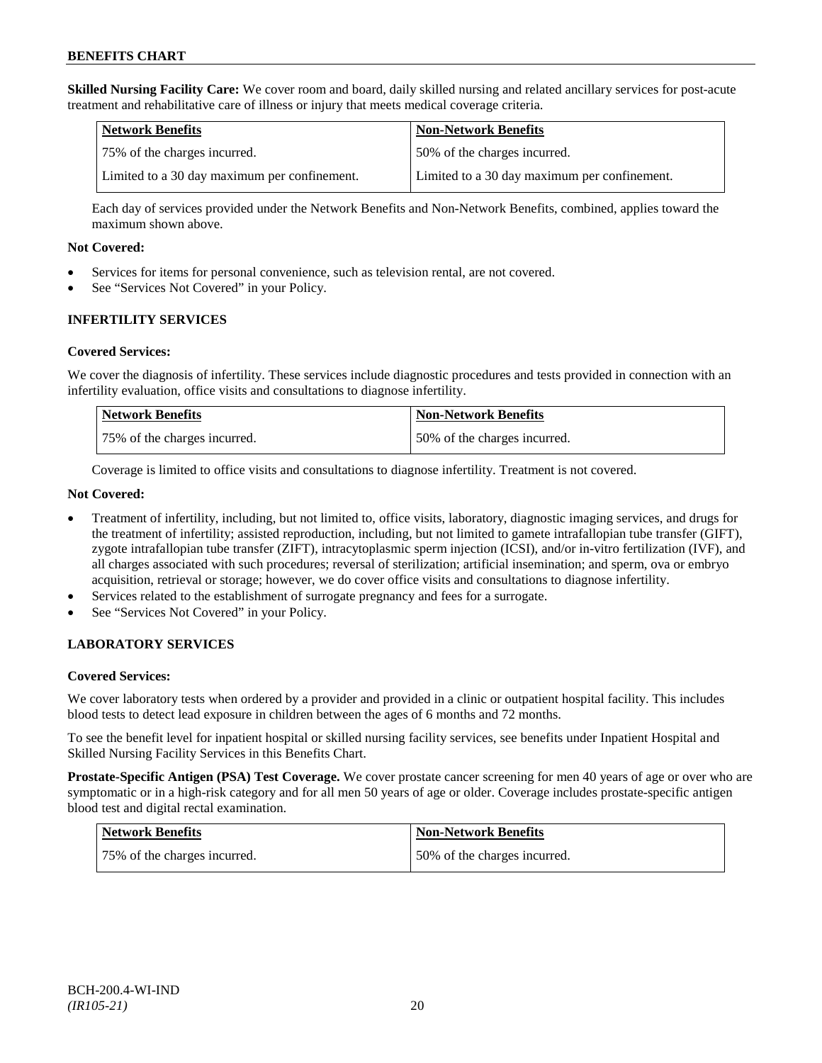**Skilled Nursing Facility Care:** We cover room and board, daily skilled nursing and related ancillary services for post-acute treatment and rehabilitative care of illness or injury that meets medical coverage criteria.

| Network Benefits | Non-Network Benefits |
|---|---|
| 75% of the charges incurred. | 50% of the charges incurred. |
| Limited to a 30 day maximum per confinement. | Limited to a 30 day maximum per confinement. |

Each day of services provided under the Network Benefits and Non-Network Benefits, combined, applies toward the maximum shown above.

**Not Covered:**

- Services for items for personal convenience, such as television rental, are not covered.
- See "Services Not Covered" in your Policy.

## INFERTILITY SERVICES

**Covered Services:**

We cover the diagnosis of infertility. These services include diagnostic procedures and tests provided in connection with an infertility evaluation, office visits and consultations to diagnose infertility.

| Network Benefits | Non-Network Benefits |
|---|---|
| 75% of the charges incurred. | 50% of the charges incurred. |

Coverage is limited to office visits and consultations to diagnose infertility. Treatment is not covered.

**Not Covered:**

- Treatment of infertility, including, but not limited to, office visits, laboratory, diagnostic imaging services, and drugs for the treatment of infertility; assisted reproduction, including, but not limited to gamete intrafallopian tube transfer (GIFT), zygote intrafallopian tube transfer (ZIFT), intracytoplasmic sperm injection (ICSI), and/or in-vitro fertilization (IVF), and all charges associated with such procedures; reversal of sterilization; artificial insemination; and sperm, ova or embryo acquisition, retrieval or storage; however, we do cover office visits and consultations to diagnose infertility.
- Services related to the establishment of surrogate pregnancy and fees for a surrogate.
- See "Services Not Covered" in your Policy.

## LABORATORY SERVICES

**Covered Services:**

We cover laboratory tests when ordered by a provider and provided in a clinic or outpatient hospital facility. This includes blood tests to detect lead exposure in children between the ages of 6 months and 72 months.

To see the benefit level for inpatient hospital or skilled nursing facility services, see benefits under Inpatient Hospital and Skilled Nursing Facility Services in this Benefits Chart.

**Prostate-Specific Antigen (PSA) Test Coverage.** We cover prostate cancer screening for men 40 years of age or over who are symptomatic or in a high-risk category and for all men 50 years of age or older. Coverage includes prostate-specific antigen blood test and digital rectal examination.

| Network Benefits | Non-Network Benefits |
|---|---|
| 75% of the charges incurred. | 50% of the charges incurred. |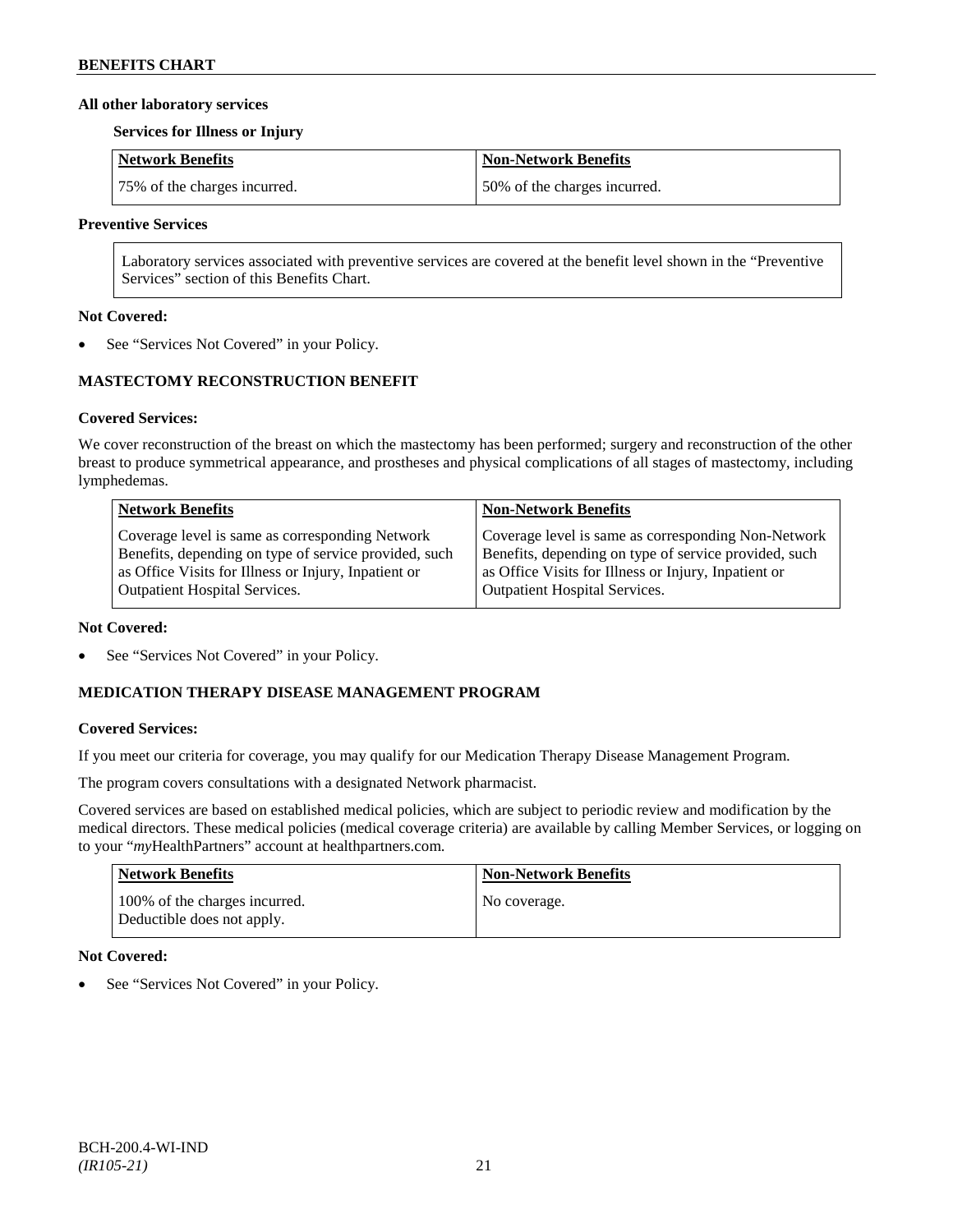**All other laboratory services**

**Services for Illness or Injury**

| Network Benefits | Non-Network Benefits |
|---|---|
| 75% of the charges incurred. | 50% of the charges incurred. |

**Preventive Services**

| Laboratory services associated with preventive services are covered at the benefit level shown in the "Preventive Services" section of this Benefits Chart. |
|---|

**Not Covered:**

- See "Services Not Covered" in your Policy.

## MASTECTOMY RECONSTRUCTION BENEFIT

**Covered Services:**

We cover reconstruction of the breast on which the mastectomy has been performed; surgery and reconstruction of the other breast to produce symmetrical appearance, and prostheses and physical complications of all stages of mastectomy, including lymphedemas.

| Network Benefits | Non-Network Benefits |
|---|---|
| Coverage level is same as corresponding Network Benefits, depending on type of service provided, such as Office Visits for Illness or Injury, Inpatient or Outpatient Hospital Services. | Coverage level is same as corresponding Non-Network Benefits, depending on type of service provided, such as Office Visits for Illness or Injury, Inpatient or Outpatient Hospital Services. |

**Not Covered:**

- See "Services Not Covered" in your Policy.

## MEDICATION THERAPY DISEASE MANAGEMENT PROGRAM

**Covered Services:**

If you meet our criteria for coverage, you may qualify for our Medication Therapy Disease Management Program.

The program covers consultations with a designated Network pharmacist.

Covered services are based on established medical policies, which are subject to periodic review and modification by the medical directors. These medical policies (medical coverage criteria) are available by calling Member Services, or logging on to your "*my*HealthPartners" account at healthpartners.com.

| Network Benefits | Non-Network Benefits |
|---|---|
| 100% of the charges incurred. Deductible does not apply. | No coverage. |

**Not Covered:**

- See "Services Not Covered" in your Policy.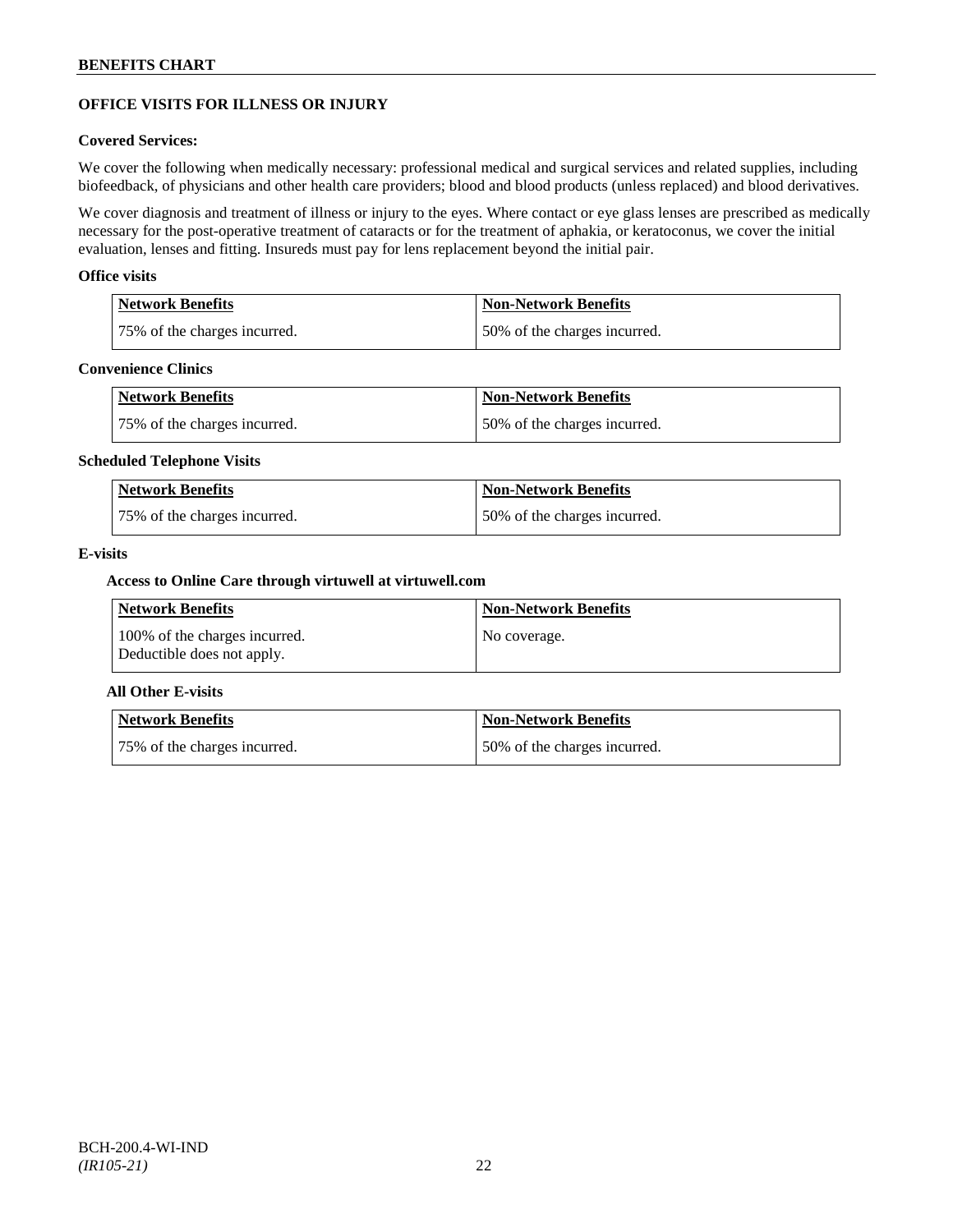## OFFICE VISITS FOR ILLNESS OR INJURY

### Covered Services:

We cover the following when medically necessary: professional medical and surgical services and related supplies, including biofeedback, of physicians and other health care providers; blood and blood products (unless replaced) and blood derivatives.

We cover diagnosis and treatment of illness or injury to the eyes. Where contact or eye glass lenses are prescribed as medically necessary for the post-operative treatment of cataracts or for the treatment of aphakia, or keratoconus, we cover the initial evaluation, lenses and fitting. Insureds must pay for lens replacement beyond the initial pair.

### Office visits

| Network Benefits | Non-Network Benefits |
|---|---|
| 75% of the charges incurred. | 50% of the charges incurred. |

### Convenience Clinics

| Network Benefits | Non-Network Benefits |
|---|---|
| 75% of the charges incurred. | 50% of the charges incurred. |

### Scheduled Telephone Visits

| Network Benefits | Non-Network Benefits |
|---|---|
| 75% of the charges incurred. | 50% of the charges incurred. |

### E-visits

#### Access to Online Care through virtuwell at virtuwell.com

| Network Benefits | Non-Network Benefits |
|---|---|
| 100% of the charges incurred. Deductible does not apply. | No coverage. |

#### All Other E-visits

| Network Benefits | Non-Network Benefits |
|---|---|
| 75% of the charges incurred. | 50% of the charges incurred. |

BCH-200.4-WI-IND
*(IR105-21)*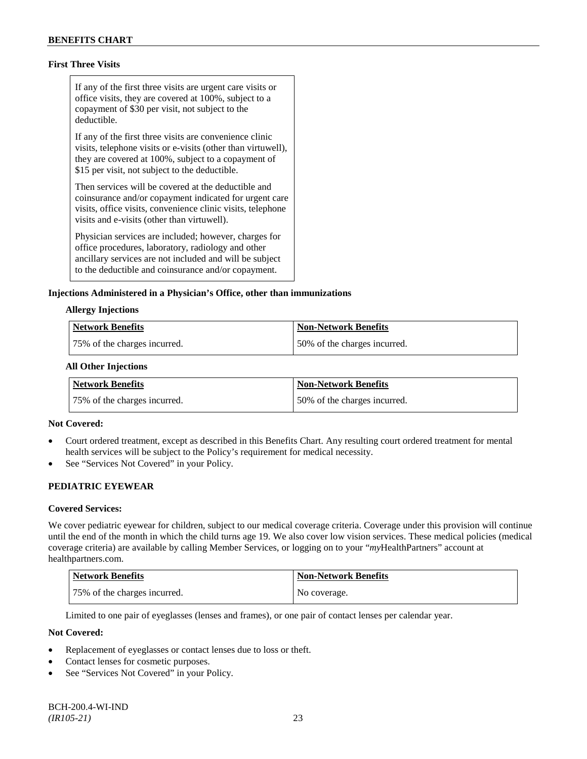**First Three Visits**

If any of the first three visits are urgent care visits or office visits, they are covered at 100%, subject to a copayment of $30 per visit, not subject to the deductible.

If any of the first three visits are convenience clinic visits, telephone visits or e-visits (other than virtuwell), they are covered at 100%, subject to a copayment of $15 per visit, not subject to the deductible.

Then services will be covered at the deductible and coinsurance and/or copayment indicated for urgent care visits, office visits, convenience clinic visits, telephone visits and e-visits (other than virtuwell).

Physician services are included; however, charges for office procedures, laboratory, radiology and other ancillary services are not included and will be subject to the deductible and coinsurance and/or copayment.

**Injections Administered in a Physician's Office, other than immunizations**

**Allergy Injections**

| Network Benefits | Non-Network Benefits |
|---|---|
| 75% of the charges incurred. | 50% of the charges incurred. |

**All Other Injections**

| Network Benefits | Non-Network Benefits |
|---|---|
| 75% of the charges incurred. | 50% of the charges incurred. |

**Not Covered:**

- Court ordered treatment, except as described in this Benefits Chart. Any resulting court ordered treatment for mental health services will be subject to the Policy's requirement for medical necessity.
- See "Services Not Covered" in your Policy.

**PEDIATRIC EYEWEAR**

**Covered Services:**

We cover pediatric eyewear for children, subject to our medical coverage criteria. Coverage under this provision will continue until the end of the month in which the child turns age 19. We also cover low vision services. These medical policies (medical coverage criteria) are available by calling Member Services, or logging on to your "*my*HealthPartners" account at healthpartners.com.

| Network Benefits | Non-Network Benefits |
|---|---|
| 75% of the charges incurred. | No coverage. |

Limited to one pair of eyeglasses (lenses and frames), or one pair of contact lenses per calendar year.

**Not Covered:**

- Replacement of eyeglasses or contact lenses due to loss or theft.
- Contact lenses for cosmetic purposes.
- See "Services Not Covered" in your Policy.

BCH-200.4-WI-IND
*(IR105-21)*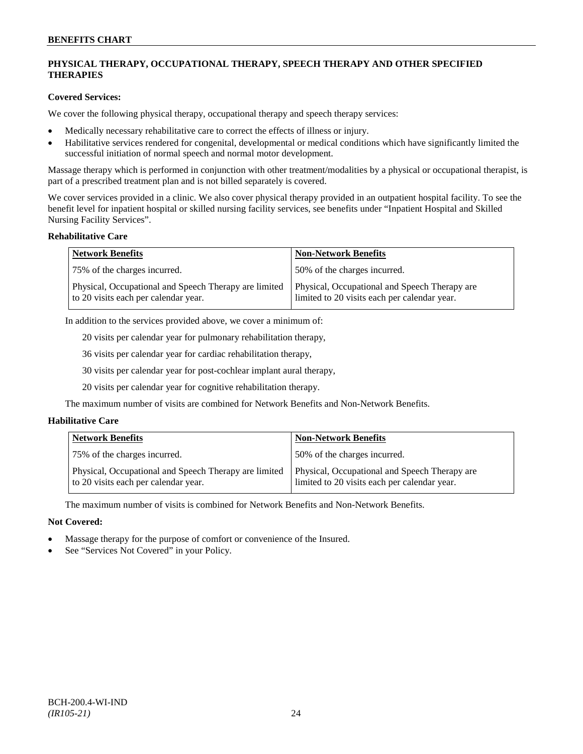## PHYSICAL THERAPY, OCCUPATIONAL THERAPY, SPEECH THERAPY AND OTHER SPECIFIED THERAPIES

**Covered Services:**

We cover the following physical therapy, occupational therapy and speech therapy services:

- Medically necessary rehabilitative care to correct the effects of illness or injury.
- Habilitative services rendered for congenital, developmental or medical conditions which have significantly limited the successful initiation of normal speech and normal motor development.

Massage therapy which is performed in conjunction with other treatment/modalities by a physical or occupational therapist, is part of a prescribed treatment plan and is not billed separately is covered.

We cover services provided in a clinic. We also cover physical therapy provided in an outpatient hospital facility. To see the benefit level for inpatient hospital or skilled nursing facility services, see benefits under "Inpatient Hospital and Skilled Nursing Facility Services".

**Rehabilitative Care**

| Network Benefits | Non-Network Benefits |
|---|---|
| 75% of the charges incurred. | 50% of the charges incurred. |
| Physical, Occupational and Speech Therapy are limited to 20 visits each per calendar year. | Physical, Occupational and Speech Therapy are limited to 20 visits each per calendar year. |

In addition to the services provided above, we cover a minimum of:

20 visits per calendar year for pulmonary rehabilitation therapy,

36 visits per calendar year for cardiac rehabilitation therapy,

30 visits per calendar year for post-cochlear implant aural therapy,

20 visits per calendar year for cognitive rehabilitation therapy.

The maximum number of visits are combined for Network Benefits and Non-Network Benefits.

**Habilitative Care**

| Network Benefits | Non-Network Benefits |
|---|---|
| 75% of the charges incurred. | 50% of the charges incurred. |
| Physical, Occupational and Speech Therapy are limited to 20 visits each per calendar year. | Physical, Occupational and Speech Therapy are limited to 20 visits each per calendar year. |

The maximum number of visits is combined for Network Benefits and Non-Network Benefits.

**Not Covered:**

- Massage therapy for the purpose of comfort or convenience of the Insured.
- See "Services Not Covered" in your Policy.

BCH-200.4-WI-IND
*(IR105-21)*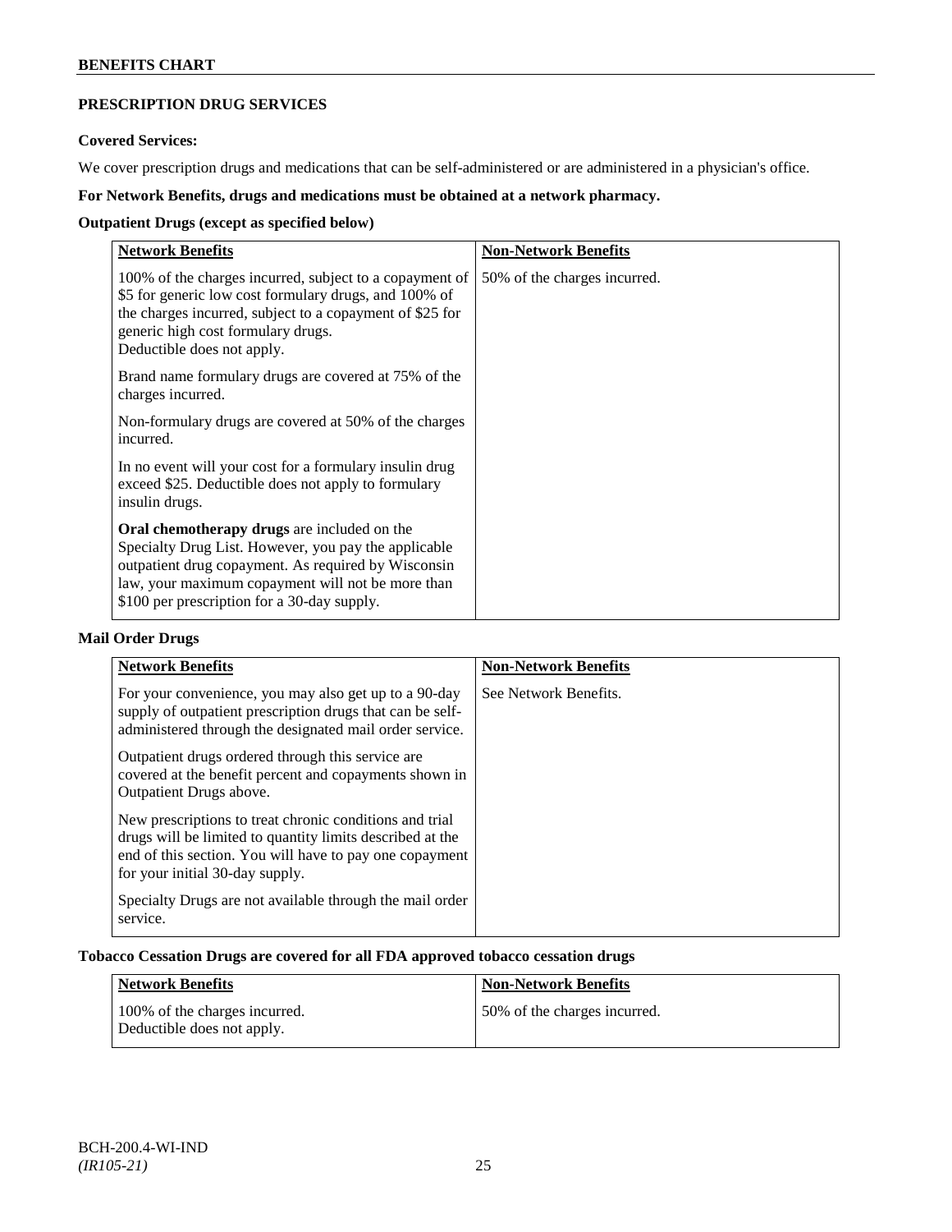## PRESCRIPTION DRUG SERVICES

**Covered Services:**

We cover prescription drugs and medications that can be self-administered or are administered in a physician's office.

**For Network Benefits, drugs and medications must be obtained at a network pharmacy.**

**Outpatient Drugs (except as specified below)**

| Network Benefits | Non-Network Benefits |
|---|---|
| 100% of the charges incurred, subject to a copayment of \$5 for generic low cost formulary drugs, and 100% of the charges incurred, subject to a copayment of \$25 for generic high cost formulary drugs. Deductible does not apply.<br><br>Brand name formulary drugs are covered at 75% of the charges incurred.<br><br>Non-formulary drugs are covered at 50% of the charges incurred.<br><br>In no event will your cost for a formulary insulin drug exceed \$25. Deductible does not apply to formulary insulin drugs.<br><br>**Oral chemotherapy drugs** are included on the Specialty Drug List. However, you pay the applicable outpatient drug copayment. As required by Wisconsin law, your maximum copayment will not be more than \$100 per prescription for a 30-day supply. | 50% of the charges incurred. |

**Mail Order Drugs**

| Network Benefits | Non-Network Benefits |
|---|---|
| For your convenience, you may also get up to a 90-day supply of outpatient prescription drugs that can be self-administered through the designated mail order service.<br><br>Outpatient drugs ordered through this service are covered at the benefit percent and copayments shown in Outpatient Drugs above.<br><br>New prescriptions to treat chronic conditions and trial drugs will be limited to quantity limits described at the end of this section. You will have to pay one copayment for your initial 30-day supply.<br><br>Specialty Drugs are not available through the mail order service. | See Network Benefits. |

**Tobacco Cessation Drugs are covered for all FDA approved tobacco cessation drugs**

| Network Benefits | Non-Network Benefits |
|---|---|
| 100% of the charges incurred. Deductible does not apply. | 50% of the charges incurred. |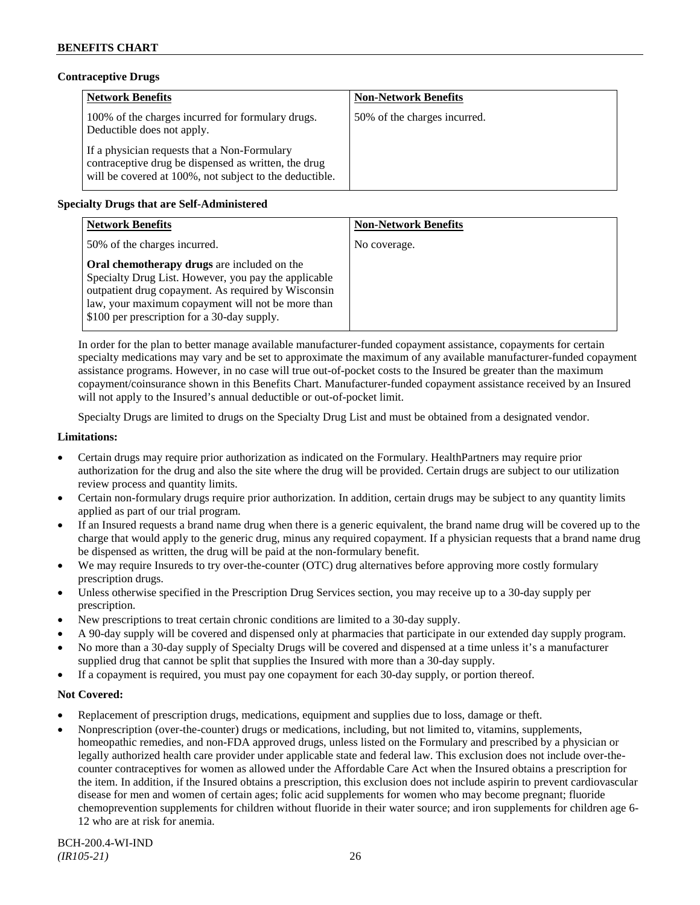**Contraceptive Drugs**

| Network Benefits | Non-Network Benefits |
| --- | --- |
| 100% of the charges incurred for formulary drugs. Deductible does not apply.<br><br>If a physician requests that a Non-Formulary contraceptive drug be dispensed as written, the drug will be covered at 100%, not subject to the deductible. | 50% of the charges incurred. |

**Specialty Drugs that are Self-Administered**

| Network Benefits | Non-Network Benefits |
| --- | --- |
| 50% of the charges incurred.<br><br>**Oral chemotherapy drugs** are included on the Specialty Drug List. However, you pay the applicable outpatient drug copayment. As required by Wisconsin law, your maximum copayment will not be more than $100 per prescription for a 30-day supply. | No coverage. |

In order for the plan to better manage available manufacturer-funded copayment assistance, copayments for certain specialty medications may vary and be set to approximate the maximum of any available manufacturer-funded copayment assistance programs. However, in no case will true out-of-pocket costs to the Insured be greater than the maximum copayment/coinsurance shown in this Benefits Chart. Manufacturer-funded copayment assistance received by an Insured will not apply to the Insured's annual deductible or out-of-pocket limit.

Specialty Drugs are limited to drugs on the Specialty Drug List and must be obtained from a designated vendor.

**Limitations:**

- Certain drugs may require prior authorization as indicated on the Formulary. HealthPartners may require prior authorization for the drug and also the site where the drug will be provided. Certain drugs are subject to our utilization review process and quantity limits.
- Certain non-formulary drugs require prior authorization. In addition, certain drugs may be subject to any quantity limits applied as part of our trial program.
- If an Insured requests a brand name drug when there is a generic equivalent, the brand name drug will be covered up to the charge that would apply to the generic drug, minus any required copayment. If a physician requests that a brand name drug be dispensed as written, the drug will be paid at the non-formulary benefit.
- We may require Insureds to try over-the-counter (OTC) drug alternatives before approving more costly formulary prescription drugs.
- Unless otherwise specified in the Prescription Drug Services section, you may receive up to a 30-day supply per prescription.
- New prescriptions to treat certain chronic conditions are limited to a 30-day supply.
- A 90-day supply will be covered and dispensed only at pharmacies that participate in our extended day supply program.
- No more than a 30-day supply of Specialty Drugs will be covered and dispensed at a time unless it's a manufacturer supplied drug that cannot be split that supplies the Insured with more than a 30-day supply.
- If a copayment is required, you must pay one copayment for each 30-day supply, or portion thereof.

**Not Covered:**

- Replacement of prescription drugs, medications, equipment and supplies due to loss, damage or theft.
- Nonprescription (over-the-counter) drugs or medications, including, but not limited to, vitamins, supplements, homeopathic remedies, and non-FDA approved drugs, unless listed on the Formulary and prescribed by a physician or legally authorized health care provider under applicable state and federal law. This exclusion does not include over-the-counter contraceptives for women as allowed under the Affordable Care Act when the Insured obtains a prescription for the item. In addition, if the Insured obtains a prescription, this exclusion does not include aspirin to prevent cardiovascular disease for men and women of certain ages; folic acid supplements for women who may become pregnant; fluoride chemoprevention supplements for children without fluoride in their water source; and iron supplements for children age 6-12 who are at risk for anemia.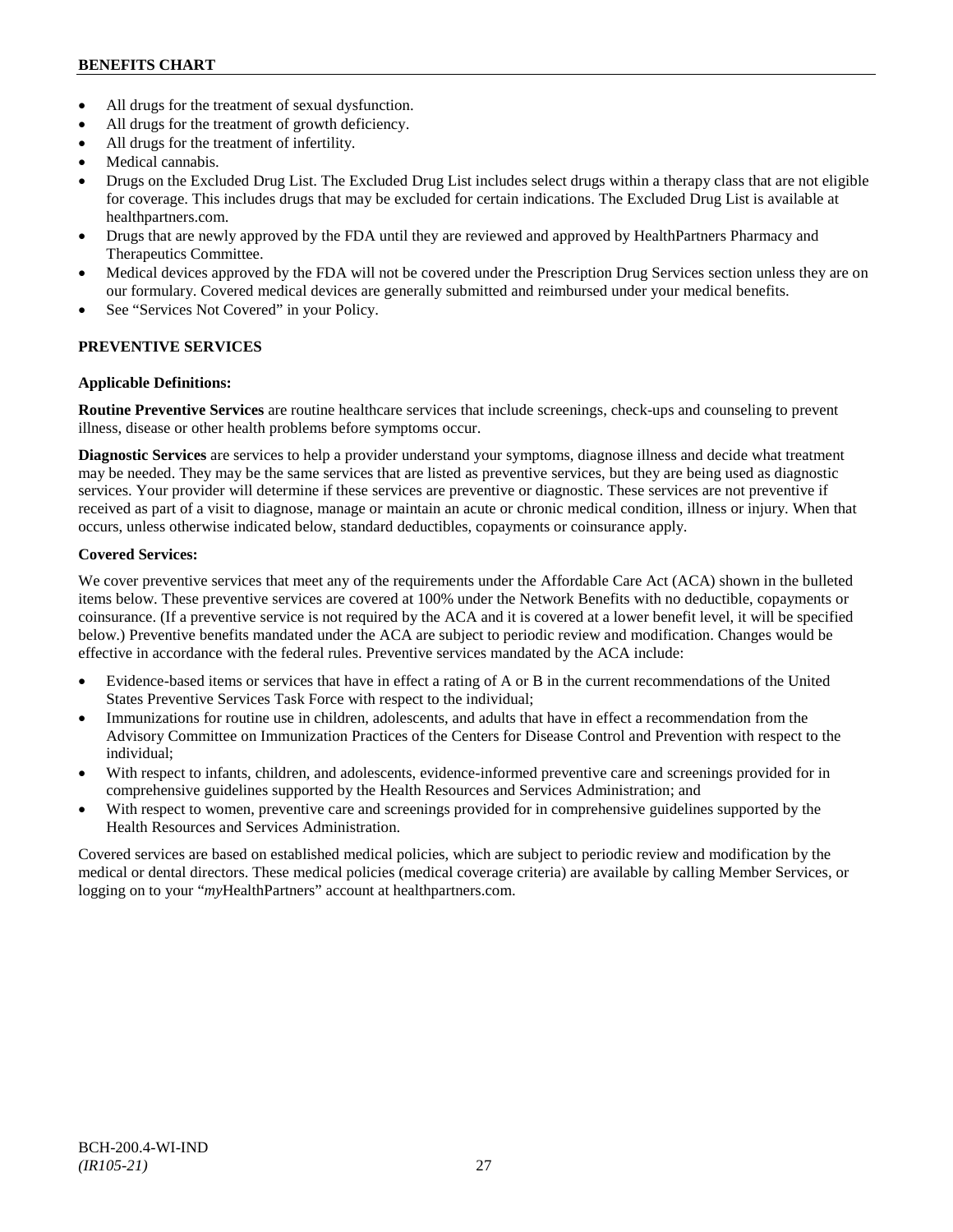- All drugs for the treatment of sexual dysfunction.
- All drugs for the treatment of growth deficiency.
- All drugs for the treatment of infertility.
- Medical cannabis.
- Drugs on the Excluded Drug List. The Excluded Drug List includes select drugs within a therapy class that are not eligible for coverage. This includes drugs that may be excluded for certain indications. The Excluded Drug List is available at healthpartners.com.
- Drugs that are newly approved by the FDA until they are reviewed and approved by HealthPartners Pharmacy and Therapeutics Committee.
- Medical devices approved by the FDA will not be covered under the Prescription Drug Services section unless they are on our formulary. Covered medical devices are generally submitted and reimbursed under your medical benefits.
- See "Services Not Covered" in your Policy.

## PREVENTIVE SERVICES

**Applicable Definitions:**

**Routine Preventive Services** are routine healthcare services that include screenings, check-ups and counseling to prevent illness, disease or other health problems before symptoms occur.

**Diagnostic Services** are services to help a provider understand your symptoms, diagnose illness and decide what treatment may be needed. They may be the same services that are listed as preventive services, but they are being used as diagnostic services. Your provider will determine if these services are preventive or diagnostic. These services are not preventive if received as part of a visit to diagnose, manage or maintain an acute or chronic medical condition, illness or injury. When that occurs, unless otherwise indicated below, standard deductibles, copayments or coinsurance apply.

**Covered Services:**

We cover preventive services that meet any of the requirements under the Affordable Care Act (ACA) shown in the bulleted items below. These preventive services are covered at 100% under the Network Benefits with no deductible, copayments or coinsurance. (If a preventive service is not required by the ACA and it is covered at a lower benefit level, it will be specified below.) Preventive benefits mandated under the ACA are subject to periodic review and modification. Changes would be effective in accordance with the federal rules. Preventive services mandated by the ACA include:

- Evidence-based items or services that have in effect a rating of A or B in the current recommendations of the United States Preventive Services Task Force with respect to the individual;
- Immunizations for routine use in children, adolescents, and adults that have in effect a recommendation from the Advisory Committee on Immunization Practices of the Centers for Disease Control and Prevention with respect to the individual;
- With respect to infants, children, and adolescents, evidence-informed preventive care and screenings provided for in comprehensive guidelines supported by the Health Resources and Services Administration; and
- With respect to women, preventive care and screenings provided for in comprehensive guidelines supported by the Health Resources and Services Administration.

Covered services are based on established medical policies, which are subject to periodic review and modification by the medical or dental directors. These medical policies (medical coverage criteria) are available by calling Member Services, or logging on to your "*my*HealthPartners" account at healthpartners.com.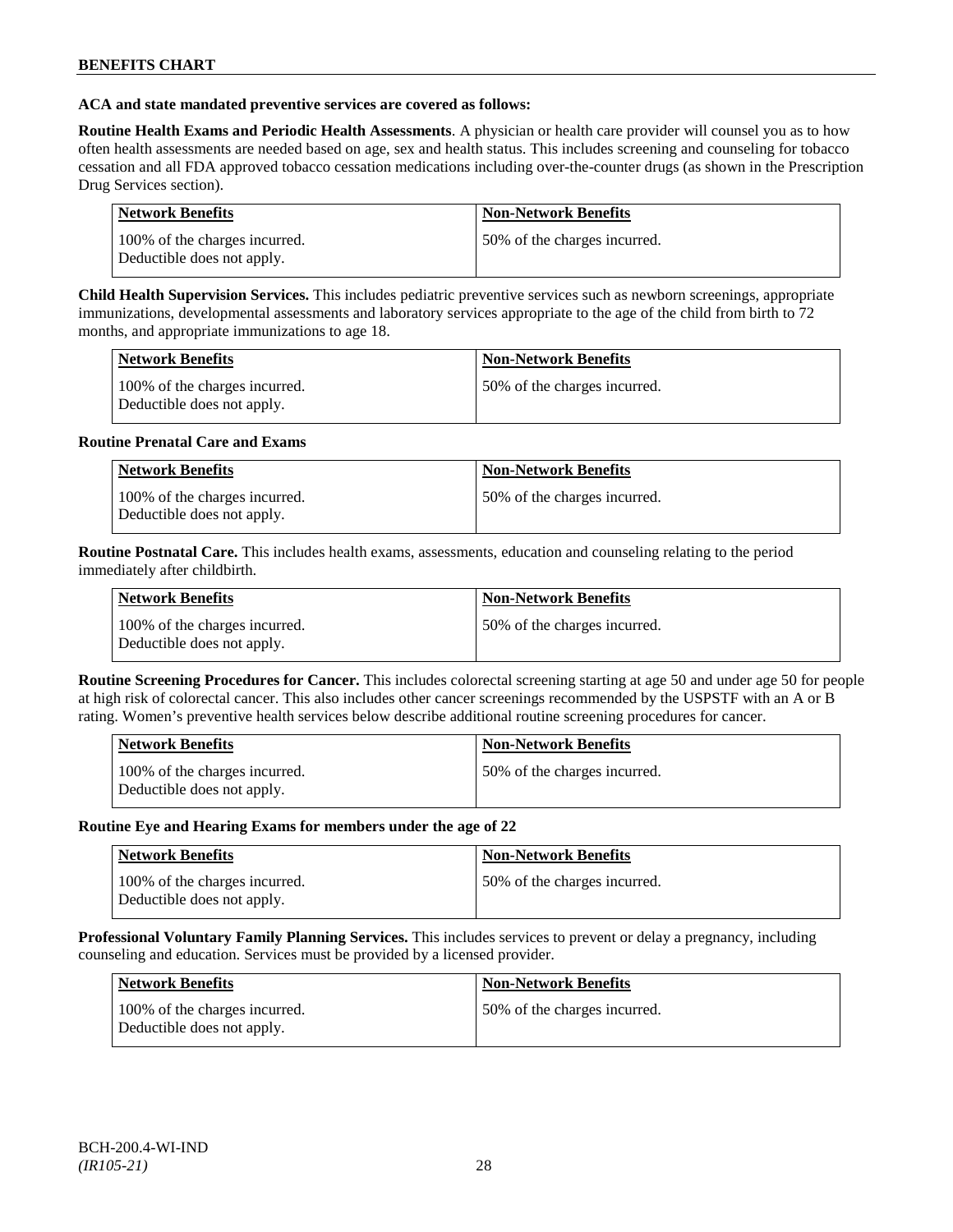**ACA and state mandated preventive services are covered as follows:**

**Routine Health Exams and Periodic Health Assessments**. A physician or health care provider will counsel you as to how often health assessments are needed based on age, sex and health status. This includes screening and counseling for tobacco cessation and all FDA approved tobacco cessation medications including over-the-counter drugs (as shown in the Prescription Drug Services section).

| Network Benefits | Non-Network Benefits |
|---|---|
| 100% of the charges incurred. Deductible does not apply. | 50% of the charges incurred. |

**Child Health Supervision Services.** This includes pediatric preventive services such as newborn screenings, appropriate immunizations, developmental assessments and laboratory services appropriate to the age of the child from birth to 72 months, and appropriate immunizations to age 18.

| Network Benefits | Non-Network Benefits |
|---|---|
| 100% of the charges incurred. Deductible does not apply. | 50% of the charges incurred. |

**Routine Prenatal Care and Exams**

| Network Benefits | Non-Network Benefits |
|---|---|
| 100% of the charges incurred. Deductible does not apply. | 50% of the charges incurred. |

**Routine Postnatal Care.** This includes health exams, assessments, education and counseling relating to the period immediately after childbirth.

| Network Benefits | Non-Network Benefits |
|---|---|
| 100% of the charges incurred. Deductible does not apply. | 50% of the charges incurred. |

**Routine Screening Procedures for Cancer.** This includes colorectal screening starting at age 50 and under age 50 for people at high risk of colorectal cancer. This also includes other cancer screenings recommended by the USPSTF with an A or B rating. Women's preventive health services below describe additional routine screening procedures for cancer.

| Network Benefits | Non-Network Benefits |
|---|---|
| 100% of the charges incurred. Deductible does not apply. | 50% of the charges incurred. |

**Routine Eye and Hearing Exams for members under the age of 22**

| Network Benefits | Non-Network Benefits |
|---|---|
| 100% of the charges incurred. Deductible does not apply. | 50% of the charges incurred. |

**Professional Voluntary Family Planning Services.** This includes services to prevent or delay a pregnancy, including counseling and education. Services must be provided by a licensed provider.

| Network Benefits | Non-Network Benefits |
|---|---|
| 100% of the charges incurred. Deductible does not apply. | 50% of the charges incurred. |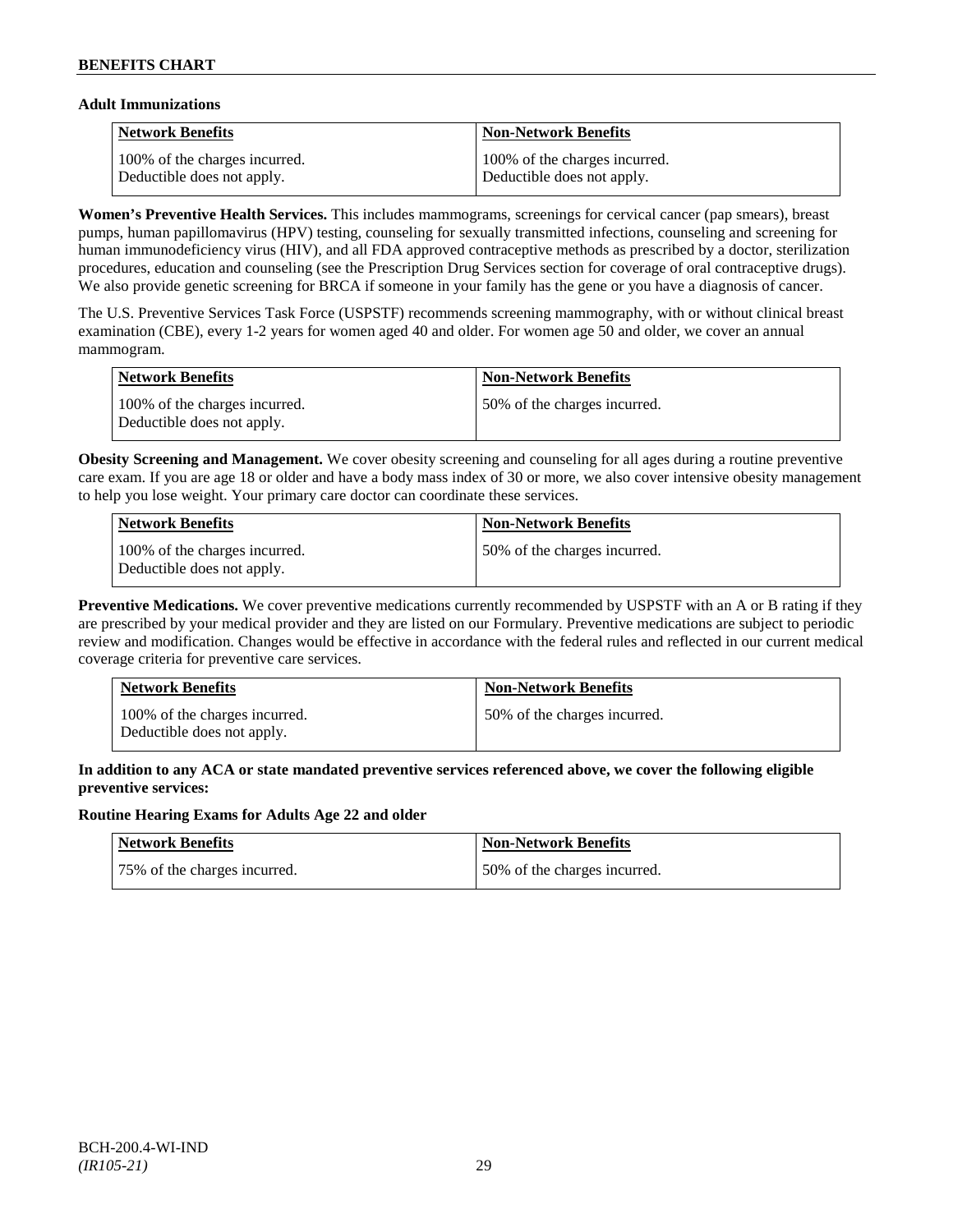**Adult Immunizations**

| Network Benefits | Non-Network Benefits |
| --- | --- |
| 100% of the charges incurred. Deductible does not apply. | 100% of the charges incurred. Deductible does not apply. |

**Women's Preventive Health Services.** This includes mammograms, screenings for cervical cancer (pap smears), breast pumps, human papillomavirus (HPV) testing, counseling for sexually transmitted infections, counseling and screening for human immunodeficiency virus (HIV), and all FDA approved contraceptive methods as prescribed by a doctor, sterilization procedures, education and counseling (see the Prescription Drug Services section for coverage of oral contraceptive drugs). We also provide genetic screening for BRCA if someone in your family has the gene or you have a diagnosis of cancer.

The U.S. Preventive Services Task Force (USPSTF) recommends screening mammography, with or without clinical breast examination (CBE), every 1-2 years for women aged 40 and older. For women age 50 and older, we cover an annual mammogram.

| Network Benefits | Non-Network Benefits |
| --- | --- |
| 100% of the charges incurred. Deductible does not apply. | 50% of the charges incurred. |

**Obesity Screening and Management.** We cover obesity screening and counseling for all ages during a routine preventive care exam. If you are age 18 or older and have a body mass index of 30 or more, we also cover intensive obesity management to help you lose weight. Your primary care doctor can coordinate these services.

| Network Benefits | Non-Network Benefits |
| --- | --- |
| 100% of the charges incurred. Deductible does not apply. | 50% of the charges incurred. |

**Preventive Medications.** We cover preventive medications currently recommended by USPSTF with an A or B rating if they are prescribed by your medical provider and they are listed on our Formulary. Preventive medications are subject to periodic review and modification. Changes would be effective in accordance with the federal rules and reflected in our current medical coverage criteria for preventive care services.

| Network Benefits | Non-Network Benefits |
| --- | --- |
| 100% of the charges incurred. Deductible does not apply. | 50% of the charges incurred. |

**In addition to any ACA or state mandated preventive services referenced above, we cover the following eligible preventive services:**

**Routine Hearing Exams for Adults Age 22 and older**

| Network Benefits | Non-Network Benefits |
| --- | --- |
| 75% of the charges incurred. | 50% of the charges incurred. |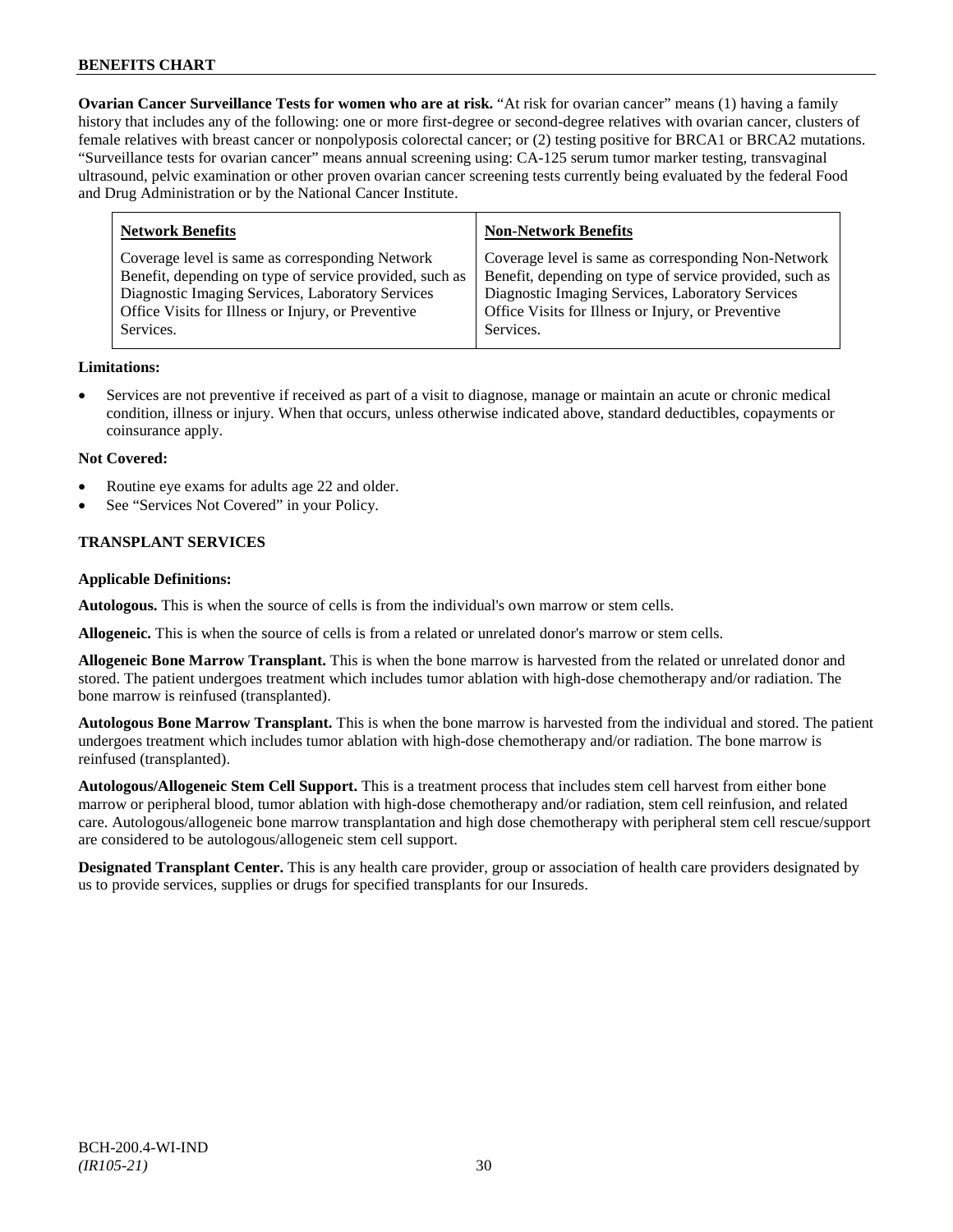**Ovarian Cancer Surveillance Tests for women who are at risk.** "At risk for ovarian cancer" means (1) having a family history that includes any of the following: one or more first-degree or second-degree relatives with ovarian cancer, clusters of female relatives with breast cancer or nonpolyposis colorectal cancer; or (2) testing positive for BRCA1 or BRCA2 mutations. "Surveillance tests for ovarian cancer" means annual screening using: CA-125 serum tumor marker testing, transvaginal ultrasound, pelvic examination or other proven ovarian cancer screening tests currently being evaluated by the federal Food and Drug Administration or by the National Cancer Institute.

| Network Benefits | Non-Network Benefits |
| --- | --- |
| Coverage level is same as corresponding Network Benefit, depending on type of service provided, such as Diagnostic Imaging Services, Laboratory Services Office Visits for Illness or Injury, or Preventive Services. | Coverage level is same as corresponding Non-Network Benefit, depending on type of service provided, such as Diagnostic Imaging Services, Laboratory Services Office Visits for Illness or Injury, or Preventive Services. |

**Limitations:**

- Services are not preventive if received as part of a visit to diagnose, manage or maintain an acute or chronic medical condition, illness or injury. When that occurs, unless otherwise indicated above, standard deductibles, copayments or coinsurance apply.

**Not Covered:**

- Routine eye exams for adults age 22 and older.
- See "Services Not Covered" in your Policy.

## TRANSPLANT SERVICES

**Applicable Definitions:**

**Autologous.** This is when the source of cells is from the individual's own marrow or stem cells.

**Allogeneic.** This is when the source of cells is from a related or unrelated donor's marrow or stem cells.

**Allogeneic Bone Marrow Transplant.** This is when the bone marrow is harvested from the related or unrelated donor and stored. The patient undergoes treatment which includes tumor ablation with high-dose chemotherapy and/or radiation. The bone marrow is reinfused (transplanted).

**Autologous Bone Marrow Transplant.** This is when the bone marrow is harvested from the individual and stored. The patient undergoes treatment which includes tumor ablation with high-dose chemotherapy and/or radiation. The bone marrow is reinfused (transplanted).

**Autologous/Allogeneic Stem Cell Support.** This is a treatment process that includes stem cell harvest from either bone marrow or peripheral blood, tumor ablation with high-dose chemotherapy and/or radiation, stem cell reinfusion, and related care. Autologous/allogeneic bone marrow transplantation and high dose chemotherapy with peripheral stem cell rescue/support are considered to be autologous/allogeneic stem cell support.

**Designated Transplant Center.** This is any health care provider, group or association of health care providers designated by us to provide services, supplies or drugs for specified transplants for our Insureds.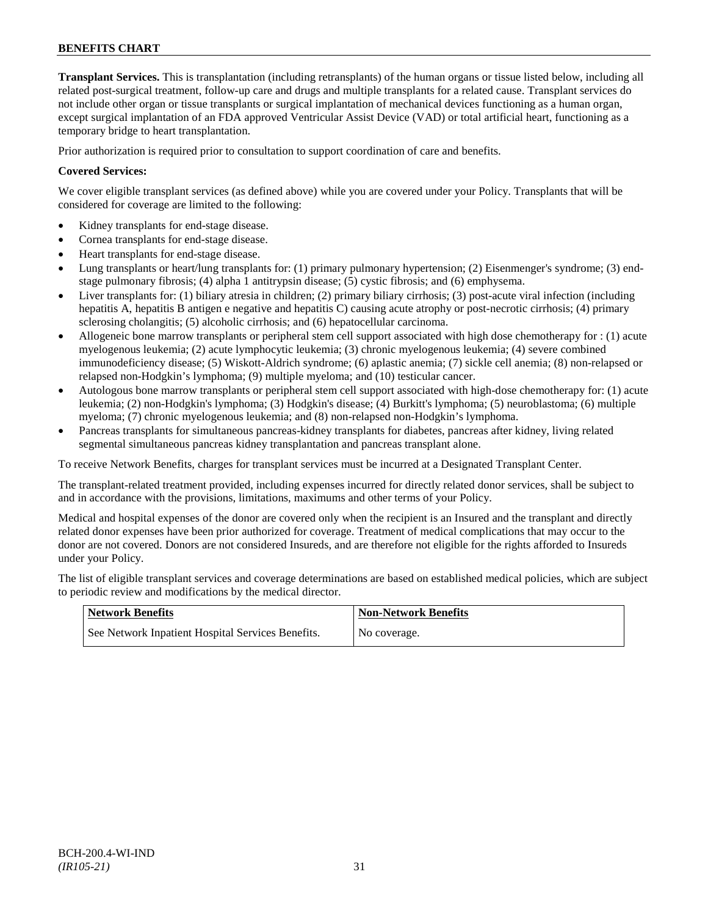**Transplant Services.** This is transplantation (including retransplants) of the human organs or tissue listed below, including all related post-surgical treatment, follow-up care and drugs and multiple transplants for a related cause. Transplant services do not include other organ or tissue transplants or surgical implantation of mechanical devices functioning as a human organ, except surgical implantation of an FDA approved Ventricular Assist Device (VAD) or total artificial heart, functioning as a temporary bridge to heart transplantation.

Prior authorization is required prior to consultation to support coordination of care and benefits.

**Covered Services:**

We cover eligible transplant services (as defined above) while you are covered under your Policy. Transplants that will be considered for coverage are limited to the following:

- Kidney transplants for end-stage disease.
- Cornea transplants for end-stage disease.
- Heart transplants for end-stage disease.
- Lung transplants or heart/lung transplants for: (1) primary pulmonary hypertension; (2) Eisenmenger's syndrome; (3) end-stage pulmonary fibrosis; (4) alpha 1 antitrypsin disease; (5) cystic fibrosis; and (6) emphysema.
- Liver transplants for: (1) biliary atresia in children; (2) primary biliary cirrhosis; (3) post-acute viral infection (including hepatitis A, hepatitis B antigen e negative and hepatitis C) causing acute atrophy or post-necrotic cirrhosis; (4) primary sclerosing cholangitis; (5) alcoholic cirrhosis; and (6) hepatocellular carcinoma.
- Allogeneic bone marrow transplants or peripheral stem cell support associated with high dose chemotherapy for : (1) acute myelogenous leukemia; (2) acute lymphocytic leukemia; (3) chronic myelogenous leukemia; (4) severe combined immunodeficiency disease; (5) Wiskott-Aldrich syndrome; (6) aplastic anemia; (7) sickle cell anemia; (8) non-relapsed or relapsed non-Hodgkin's lymphoma; (9) multiple myeloma; and (10) testicular cancer.
- Autologous bone marrow transplants or peripheral stem cell support associated with high-dose chemotherapy for: (1) acute leukemia; (2) non-Hodgkin's lymphoma; (3) Hodgkin's disease; (4) Burkitt's lymphoma; (5) neuroblastoma; (6) multiple myeloma; (7) chronic myelogenous leukemia; and (8) non-relapsed non-Hodgkin's lymphoma.
- Pancreas transplants for simultaneous pancreas-kidney transplants for diabetes, pancreas after kidney, living related segmental simultaneous pancreas kidney transplantation and pancreas transplant alone.

To receive Network Benefits, charges for transplant services must be incurred at a Designated Transplant Center.

The transplant-related treatment provided, including expenses incurred for directly related donor services, shall be subject to and in accordance with the provisions, limitations, maximums and other terms of your Policy.

Medical and hospital expenses of the donor are covered only when the recipient is an Insured and the transplant and directly related donor expenses have been prior authorized for coverage. Treatment of medical complications that may occur to the donor are not covered. Donors are not considered Insureds, and are therefore not eligible for the rights afforded to Insureds under your Policy.

The list of eligible transplant services and coverage determinations are based on established medical policies, which are subject to periodic review and modifications by the medical director.

| Network Benefits | Non-Network Benefits |
|---|---|
| See Network Inpatient Hospital Services Benefits. | No coverage. |

BCH-200.4-WI-IND
*(IR105-21)*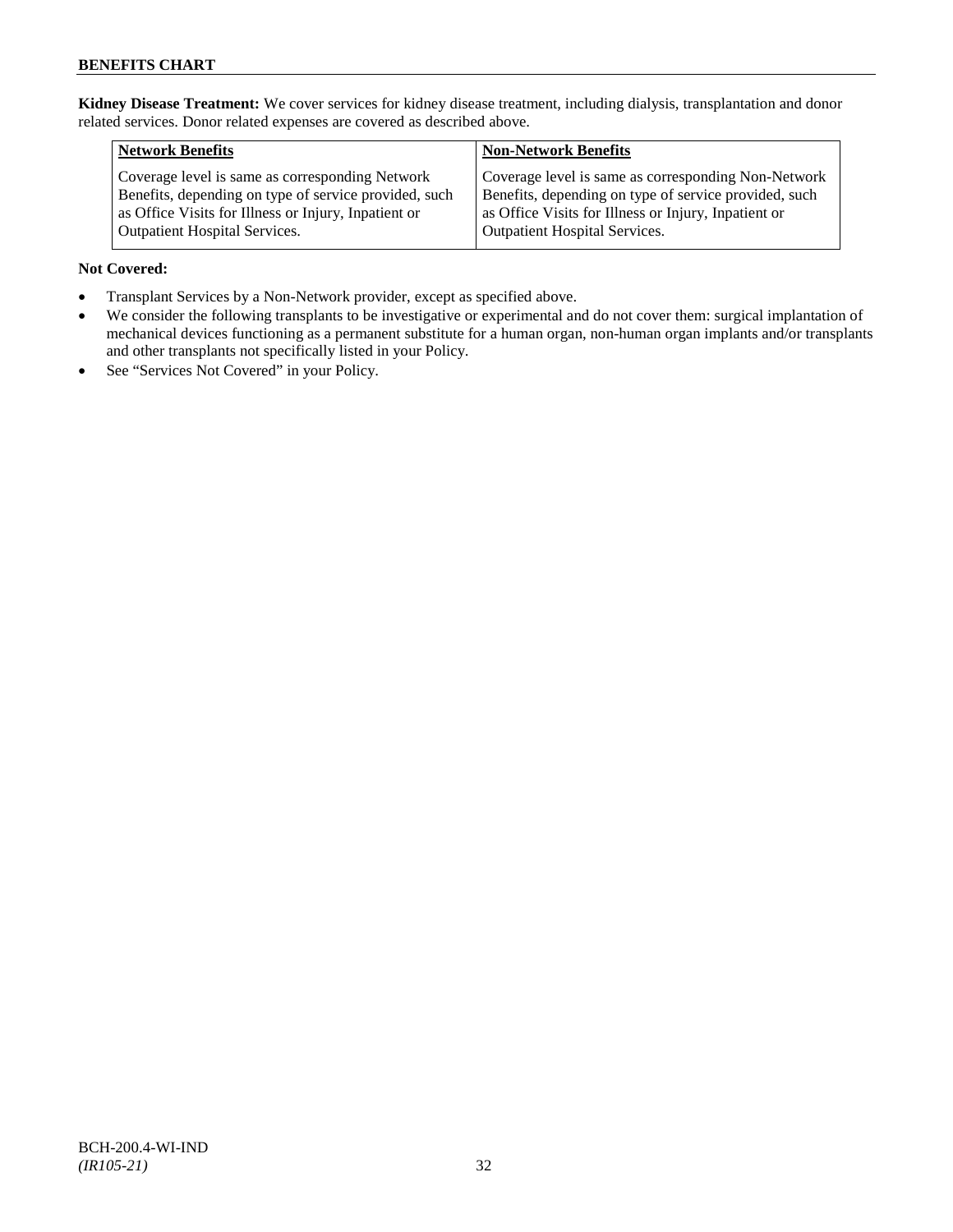**Kidney Disease Treatment:** We cover services for kidney disease treatment, including dialysis, transplantation and donor related services. Donor related expenses are covered as described above.

| Network Benefits | Non-Network Benefits |
|---|---|
| Coverage level is same as corresponding Network Benefits, depending on type of service provided, such as Office Visits for Illness or Injury, Inpatient or Outpatient Hospital Services. | Coverage level is same as corresponding Non-Network Benefits, depending on type of service provided, such as Office Visits for Illness or Injury, Inpatient or Outpatient Hospital Services. |

**Not Covered:**

- Transplant Services by a Non-Network provider, except as specified above.
- We consider the following transplants to be investigative or experimental and do not cover them: surgical implantation of mechanical devices functioning as a permanent substitute for a human organ, non-human organ implants and/or transplants and other transplants not specifically listed in your Policy.
- See "Services Not Covered" in your Policy.

BCH-200.4-WI-IND
*(IR105-21)*